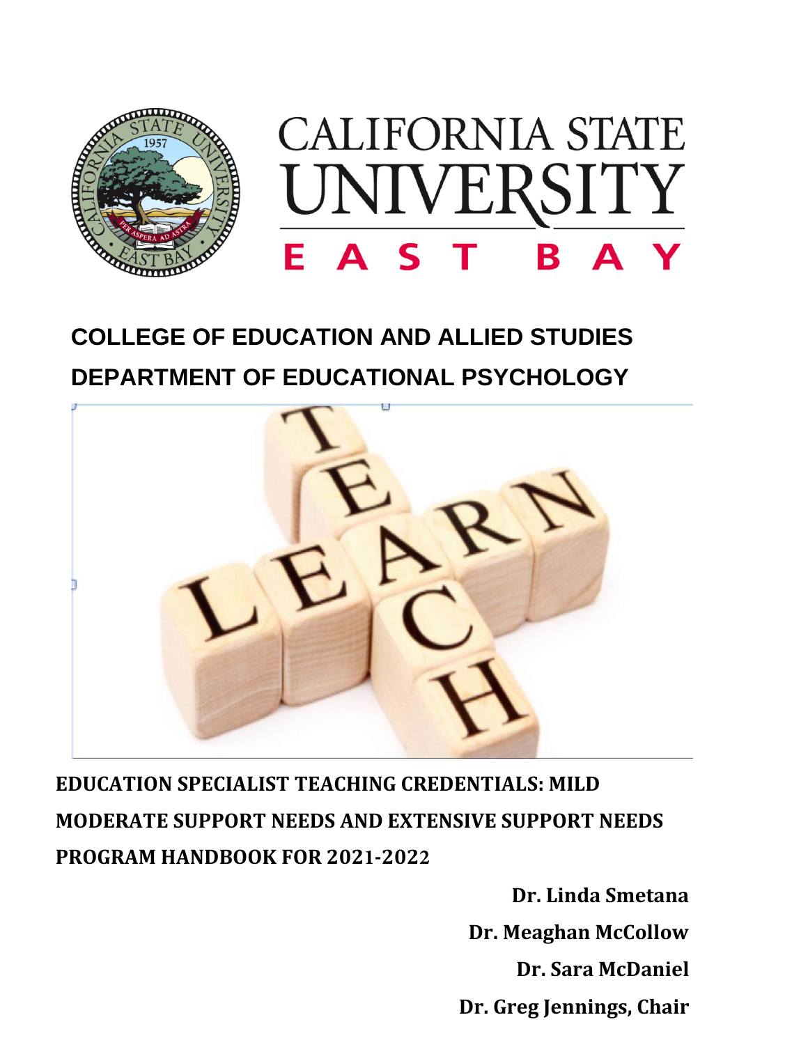# CALIFORNIA STATE UNIVERSITY EAST BAY

## COLLEGE OF EDUCATION AND ALLIED STUDIES

## DEPARTMENT OF EDUCATIONAL PSYCHOLOGY

**EDUCATION SPECIALIST TEACHING CREDENTIALS: MILD MODERATE SUPPORT NEEDS AND EXTENSIVE SUPPORT NEEDS PROGRAM HANDBOOK FOR 2021-2022**

**Dr. Linda Smetana**

**Dr. Meaghan McCollow**

**Dr. Sara McDaniel**

**Dr. Greg Jennings, Chair**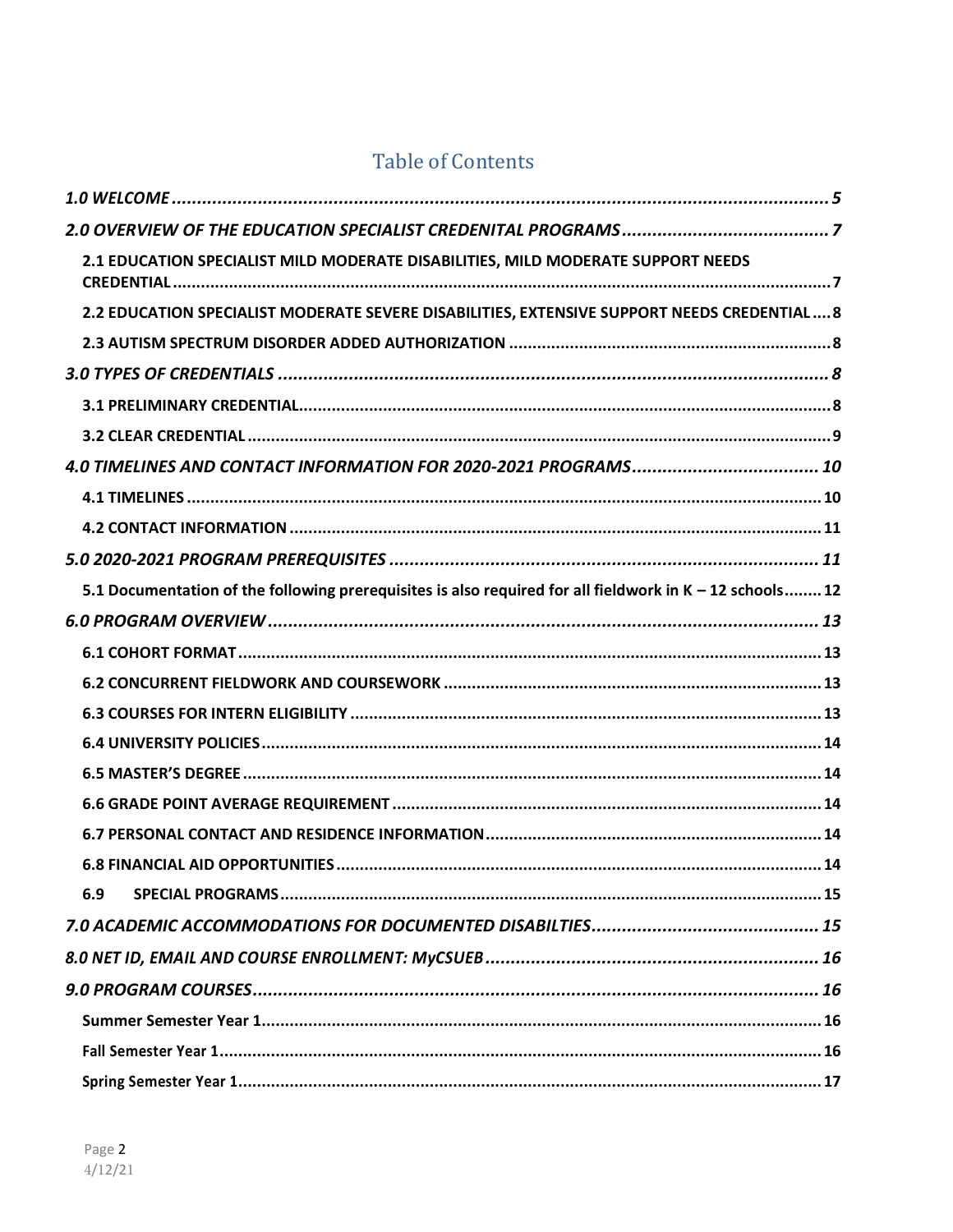# Table of Contents

*1.0 WELCOME* ........ 5

*2.0 OVERVIEW OF THE EDUCATION SPECIALIST CREDENITAL PROGRAMS* ........ 7

- **2.1 EDUCATION SPECIALIST MILD MODERATE DISABILITIES, MILD MODERATE SUPPORT NEEDS CREDENTIAL** ........ 7
- **2.2 EDUCATION SPECIALIST MODERATE SEVERE DISABILITIES, EXTENSIVE SUPPORT NEEDS CREDENTIAL** ........ 8
- **2.3 AUTISM SPECTRUM DISORDER ADDED AUTHORIZATION** ........ 8

*3.0 TYPES OF CREDENTIALS* ........ 8

- **3.1 PRELIMINARY CREDENTIAL** ........ 8
- **3.2 CLEAR CREDENTIAL** ........ 9

*4.0 TIMELINES AND CONTACT INFORMATION FOR 2020-2021 PROGRAMS* ........ 10

- **4.1 TIMELINES** ........ 10
- **4.2 CONTACT INFORMATION** ........ 11

*5.0 2020-2021 PROGRAM PREREQUISITES* ........ 11

- **5.1 Documentation of the following prerequisites is also required for all fieldwork in K – 12 schools** ........ 12

*6.0 PROGRAM OVERVIEW* ........ 13

- **6.1 COHORT FORMAT** ........ 13
- **6.2 CONCURRENT FIELDWORK AND COURSEWORK** ........ 13
- **6.3 COURSES FOR INTERN ELIGIBILITY** ........ 13
- **6.4 UNIVERSITY POLICIES** ........ 14
- **6.5 MASTER'S DEGREE** ........ 14
- **6.6 GRADE POINT AVERAGE REQUIREMENT** ........ 14
- **6.7 PERSONAL CONTACT AND RESIDENCE INFORMATION** ........ 14
- **6.8 FINANCIAL AID OPPORTUNITIES** ........ 14
- **6.9 SPECIAL PROGRAMS** ........ 15

*7.0 ACADEMIC ACCOMMODATIONS FOR DOCUMENTED DISABILTIES* ........ 15

*8.0 NET ID, EMAIL AND COURSE ENROLLMENT: MyCSUEB* ........ 16

*9.0 PROGRAM COURSES* ........ 16

- **Summer Semester Year 1** ........ 16
- **Fall Semester Year 1** ........ 16
- **Spring Semester Year 1** ........ 17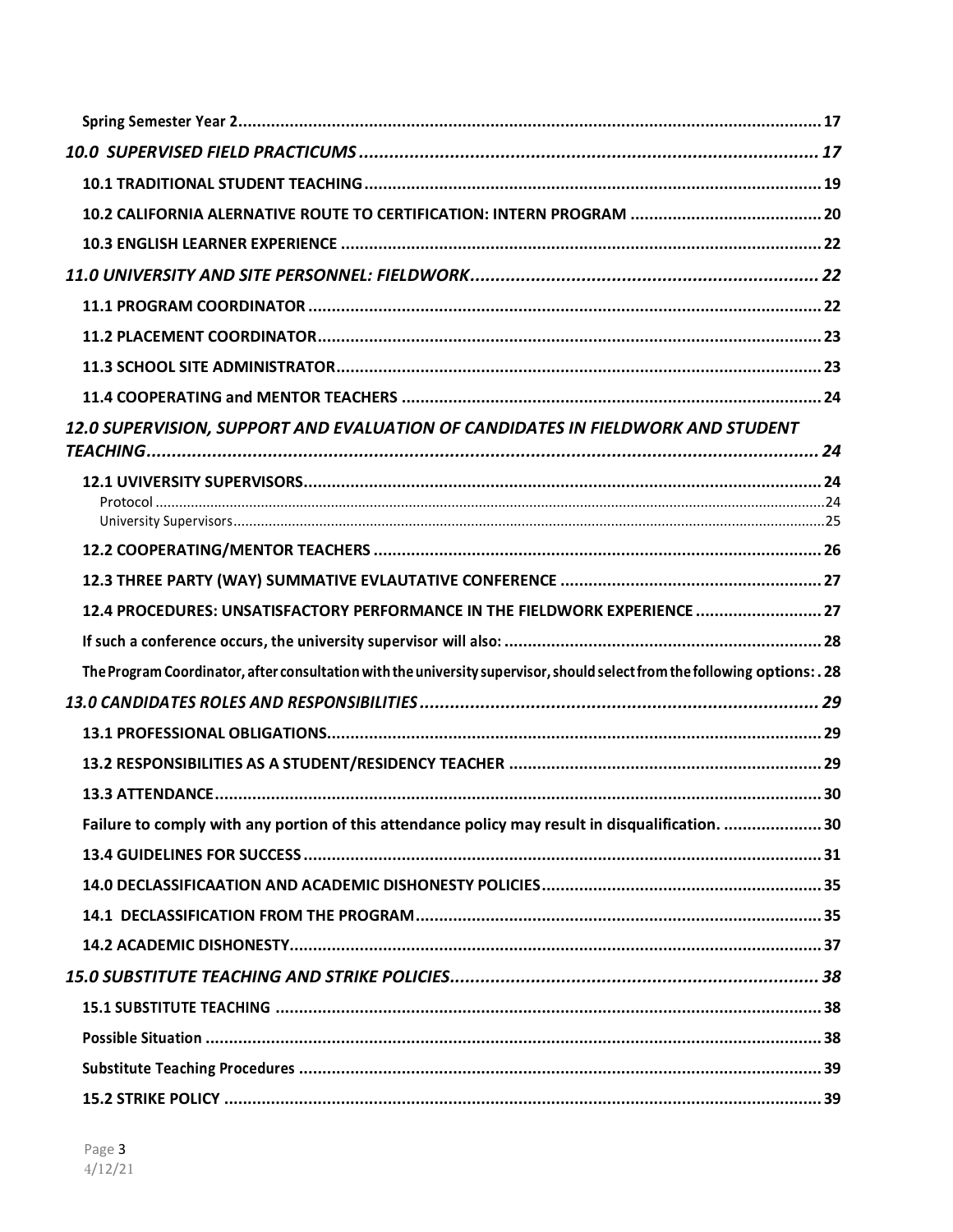**Spring Semester Year 2** ........ 17

***10.0 SUPERVISED FIELD PRACTICUMS*** ........ ***17***

**10.1 TRADITIONAL STUDENT TEACHING** ........ 19

**10.2 CALIFORNIA ALERNATIVE ROUTE TO CERTIFICATION: INTERN PROGRAM** ........ 20

**10.3 ENGLISH LEARNER EXPERIENCE** ........ 22

***11.0 UNIVERSITY AND SITE PERSONNEL: FIELDWORK*** ........ ***22***

**11.1 PROGRAM COORDINATOR** ........ 22

**11.2 PLACEMENT COORDINATOR** ........ 23

**11.3 SCHOOL SITE ADMINISTRATOR** ........ 23

**11.4 COOPERATING and MENTOR TEACHERS** ........ 24

***12.0 SUPERVISION, SUPPORT AND EVALUATION OF CANDIDATES IN FIELDWORK AND STUDENT TEACHING*** ........ ***24***

**12.1 UVIVERSITY SUPERVISORS** ........ 24

Protocol ........ 24

University Supervisors ........ 25

**12.2 COOPERATING/MENTOR TEACHERS** ........ 26

**12.3 THREE PARTY (WAY) SUMMATIVE EVLAUTATIVE CONFERENCE** ........ 27

**12.4 PROCEDURES: UNSATISFACTORY PERFORMANCE IN THE FIELDWORK EXPERIENCE** ........ 27

**If such a conference occurs, the university supervisor will also:** ........ 28

**The Program Coordinator, after consultation with the university supervisor, should select from the following options:** . 28

***13.0 CANDIDATES ROLES AND RESPONSIBILITIES*** ........ ***29***

**13.1 PROFESSIONAL OBLIGATIONS** ........ 29

**13.2 RESPONSIBILITIES AS A STUDENT/RESIDENCY TEACHER** ........ 29

**13.3 ATTENDANCE** ........ 30

**Failure to comply with any portion of this attendance policy may result in disqualification.** ........ 30

**13.4 GUIDELINES FOR SUCCESS** ........ 31

**14.0 DECLASSIFICAATION AND ACADEMIC DISHONESTY POLICIES** ........ 35

**14.1 DECLASSIFICATION FROM THE PROGRAM** ........ 35

**14.2 ACADEMIC DISHONESTY** ........ 37

***15.0 SUBSTITUTE TEACHING AND STRIKE POLICIES*** ........ ***38***

**15.1 SUBSTITUTE TEACHING** ........ 38

**Possible Situation** ........ 38

**Substitute Teaching Procedures** ........ 39

**15.2 STRIKE POLICY** ........ 39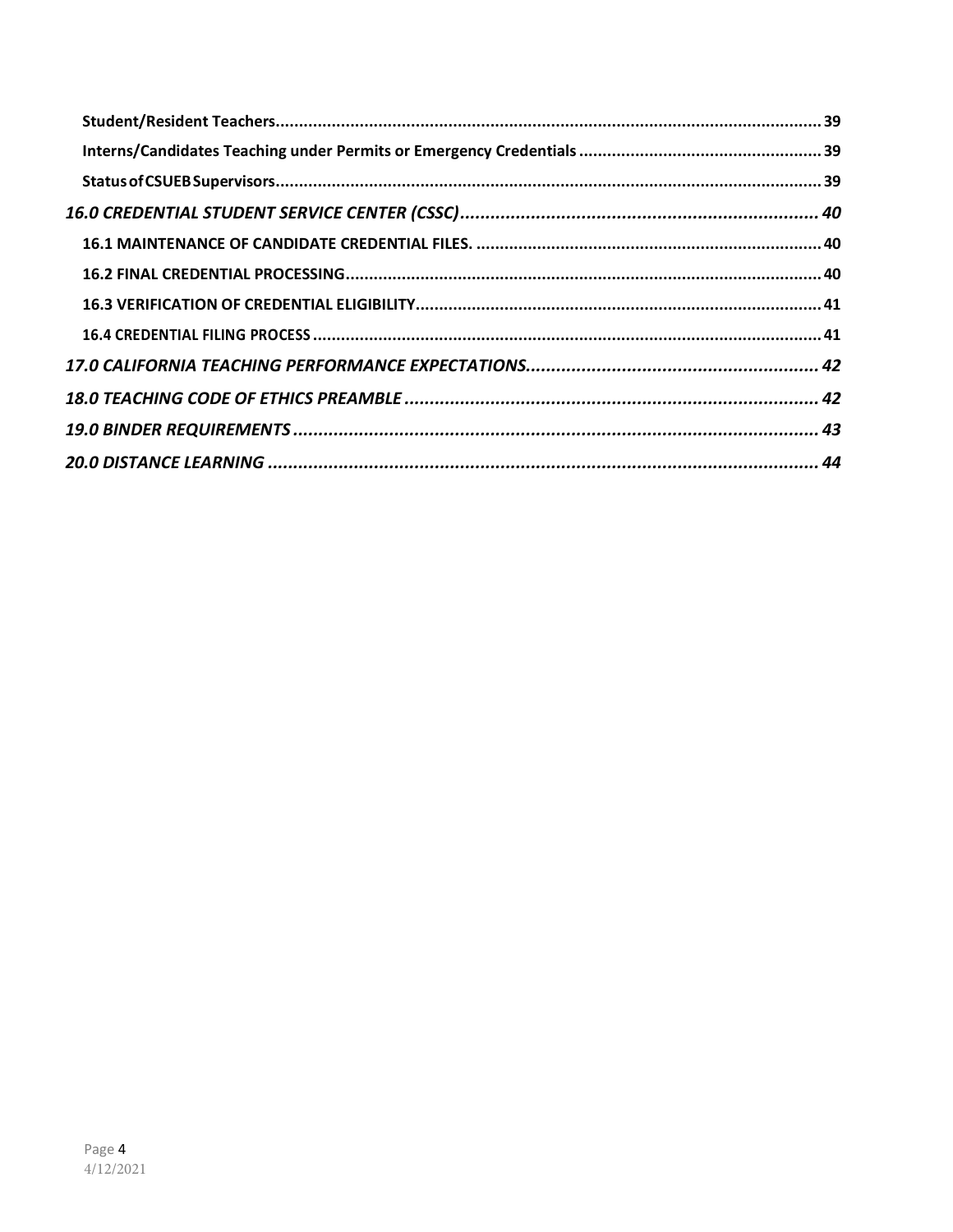**Student/Resident Teachers** .......... 39

**Interns/Candidates Teaching under Permits or Emergency Credentials** .......... 39

**Status of CSUEB Supervisors** .......... 39

***16.0 CREDENTIAL STUDENT SERVICE CENTER (CSSC)*** .......... *40*

**16.1 MAINTENANCE OF CANDIDATE CREDENTIAL FILES.** .......... 40

**16.2 FINAL CREDENTIAL PROCESSING** .......... 40

**16.3 VERIFICATION OF CREDENTIAL ELIGIBILITY** .......... 41

**16.4 CREDENTIAL FILING PROCESS** .......... 41

***17.0 CALIFORNIA TEACHING PERFORMANCE EXPECTATIONS*** .......... *42*

***18.0 TEACHING CODE OF ETHICS PREAMBLE*** .......... *42*

***19.0 BINDER REQUIREMENTS*** .......... *43*

***20.0 DISTANCE LEARNING*** .......... *44*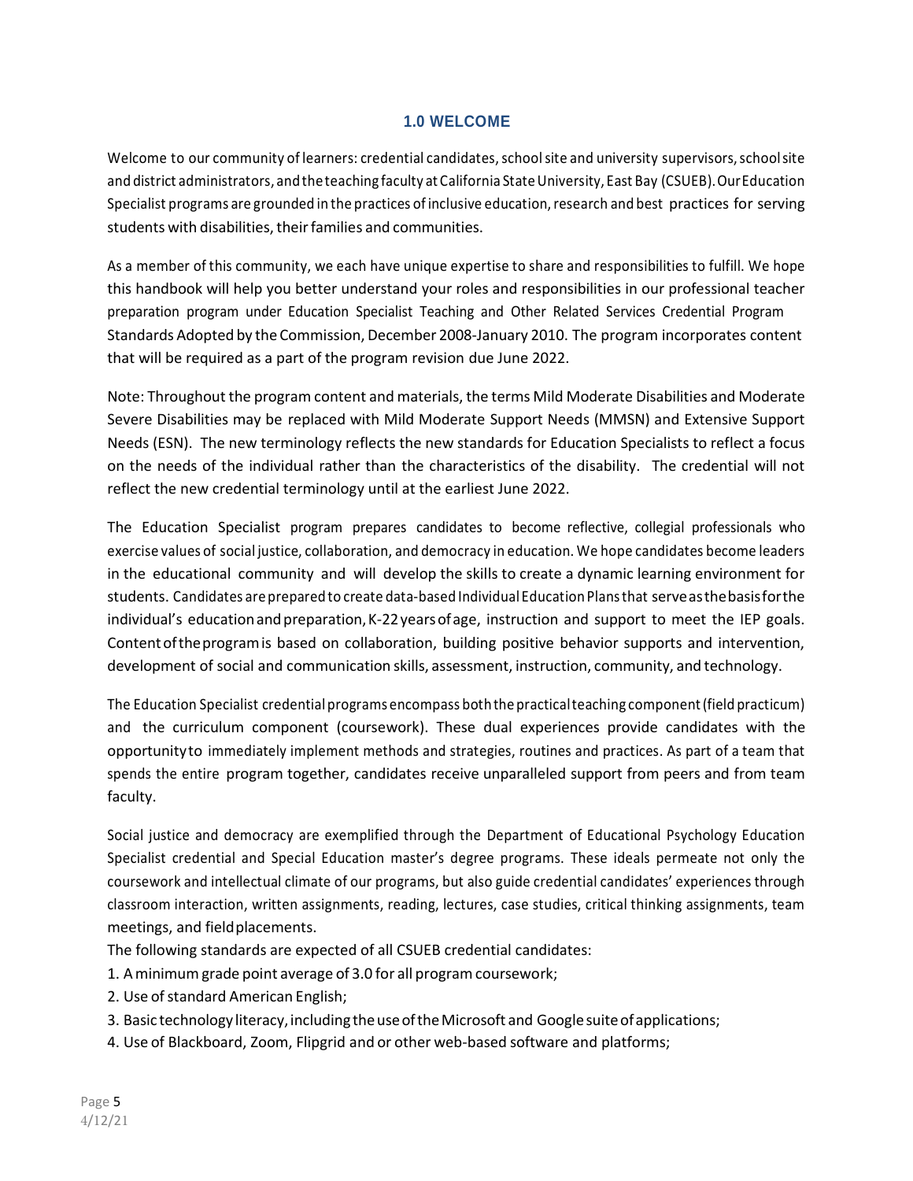## 1.0 WELCOME

Welcome to our community of learners: credential candidates, school site and university supervisors, school site and district administrators, and the teaching faculty at California State University, East Bay (CSUEB). Our Education Specialist programs are grounded in the practices of inclusive education, research and best practices for serving students with disabilities, their families and communities.

As a member of this community, we each have unique expertise to share and responsibilities to fulfill. We hope this handbook will help you better understand your roles and responsibilities in our professional teacher preparation program under Education Specialist Teaching and Other Related Services Credential Program Standards Adopted by the Commission, December 2008-January 2010. The program incorporates content that will be required as a part of the program revision due June 2022.

Note: Throughout the program content and materials, the terms Mild Moderate Disabilities and Moderate Severe Disabilities may be replaced with Mild Moderate Support Needs (MMSN) and Extensive Support Needs (ESN). The new terminology reflects the new standards for Education Specialists to reflect a focus on the needs of the individual rather than the characteristics of the disability. The credential will not reflect the new credential terminology until at the earliest June 2022.

The Education Specialist program prepares candidates to become reflective, collegial professionals who exercise values of social justice, collaboration, and democracy in education. We hope candidates become leaders in the educational community and will develop the skills to create a dynamic learning environment for students. Candidates are prepared to create data-based Individual Education Plans that serve as the basis for the individual's education and preparation, K-22 years of age, instruction and support to meet the IEP goals. Content of the program is based on collaboration, building positive behavior supports and intervention, development of social and communication skills, assessment, instruction, community, and technology.

The Education Specialist credential programs encompass both the practical teaching component (field practicum) and the curriculum component (coursework). These dual experiences provide candidates with the opportunity to immediately implement methods and strategies, routines and practices. As part of a team that spends the entire program together, candidates receive unparalleled support from peers and from team faculty.

Social justice and democracy are exemplified through the Department of Educational Psychology Education Specialist credential and Special Education master's degree programs. These ideals permeate not only the coursework and intellectual climate of our programs, but also guide credential candidates' experiences through classroom interaction, written assignments, reading, lectures, case studies, critical thinking assignments, team meetings, and field placements.

The following standards are expected of all CSUEB credential candidates:

1. A minimum grade point average of 3.0 for all program coursework;
2. Use of standard American English;
3. Basic technology literacy, including the use of the Microsoft and Google suite of applications;
4. Use of Blackboard, Zoom, Flipgrid and or other web-based software and platforms;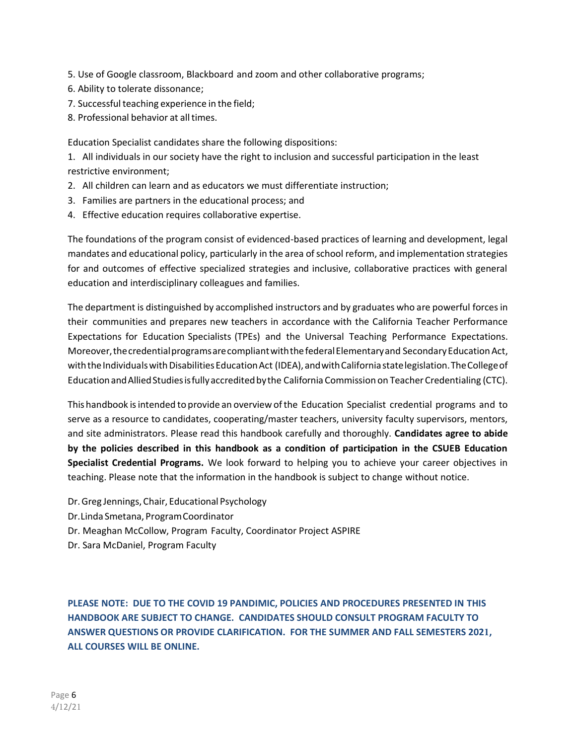5. Use of Google classroom, Blackboard and zoom and other collaborative programs;
6. Ability to tolerate dissonance;
7. Successful teaching experience in the field;
8. Professional behavior at all times.

Education Specialist candidates share the following dispositions:

1. All individuals in our society have the right to inclusion and successful participation in the least restrictive environment;
2. All children can learn and as educators we must differentiate instruction;
3. Families are partners in the educational process; and
4. Effective education requires collaborative expertise.

The foundations of the program consist of evidenced-based practices of learning and development, legal mandates and educational policy, particularly in the area of school reform, and implementation strategies for and outcomes of effective specialized strategies and inclusive, collaborative practices with general education and interdisciplinary colleagues and families.

The department is distinguished by accomplished instructors and by graduates who are powerful forces in their communities and prepares new teachers in accordance with the California Teacher Performance Expectations for Education Specialists (TPEs) and the Universal Teaching Performance Expectations. Moreover, the credential programs are compliant with the federal Elementary and Secondary Education Act, with the Individuals with Disabilities Education Act (IDEA), and with California state legislation. The College of Education and Allied Studies is fully accredited by the California Commission on Teacher Credentialing (CTC).

This handbook is intended to provide an overview of the Education Specialist credential programs and to serve as a resource to candidates, cooperating/master teachers, university faculty supervisors, mentors, and site administrators. Please read this handbook carefully and thoroughly. **Candidates agree to abide by the policies described in this handbook as a condition of participation in the CSUEB Education Specialist Credential Programs.** We look forward to helping you to achieve your career objectives in teaching. Please note that the information in the handbook is subject to change without notice.

Dr. Greg Jennings, Chair, Educational Psychology
Dr. Linda Smetana, Program Coordinator
Dr. Meaghan McCollow, Program Faculty, Coordinator Project ASPIRE
Dr. Sara McDaniel, Program Faculty

**PLEASE NOTE: DUE TO THE COVID 19 PANDIMIC, POLICIES AND PROCEDURES PRESENTED IN THIS HANDBOOK ARE SUBJECT TO CHANGE. CANDIDATES SHOULD CONSULT PROGRAM FACULTY TO ANSWER QUESTIONS OR PROVIDE CLARIFICATION. FOR THE SUMMER AND FALL SEMESTERS 2021, ALL COURSES WILL BE ONLINE.**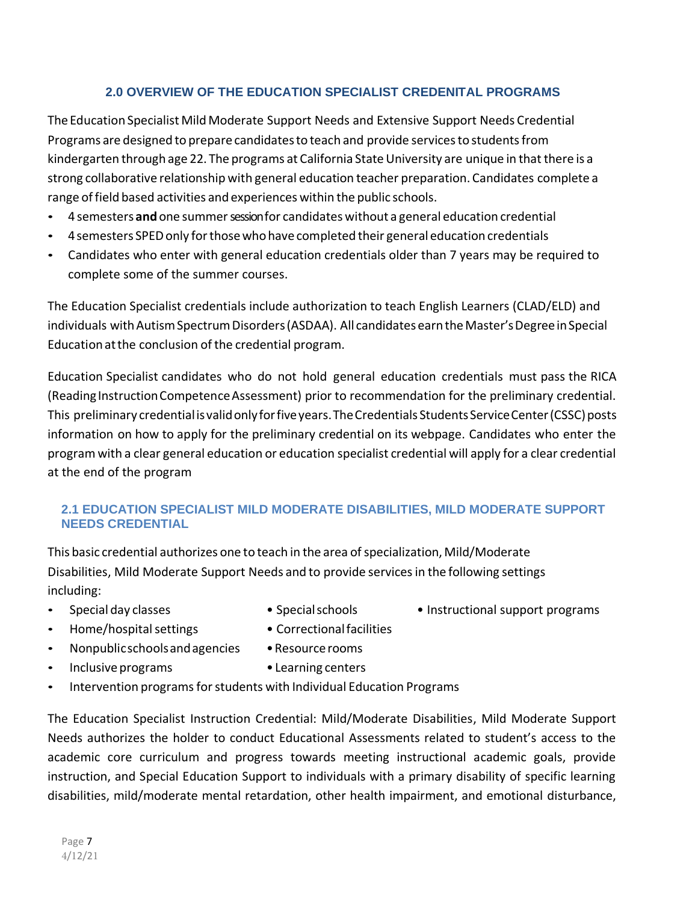## 2.0 OVERVIEW OF THE EDUCATION SPECIALIST CREDENITAL PROGRAMS

The Education Specialist Mild Moderate Support Needs and Extensive Support Needs Credential Programs are designed to prepare candidates to teach and provide services to students from kindergarten through age 22. The programs at California State University are unique in that there is a strong collaborative relationship with general education teacher preparation. Candidates complete a range of field based activities and experiences within the public schools.

- 4 semesters **and** one summer session for candidates without a general education credential
- 4 semesters SPED only for those who have completed their general education credentials
- Candidates who enter with general education credentials older than 7 years may be required to complete some of the summer courses.

The Education Specialist credentials include authorization to teach English Learners (CLAD/ELD) and individuals with Autism Spectrum Disorders (ASDAA). All candidates earn the Master's Degree in Special Education at the conclusion of the credential program.

Education Specialist candidates who do not hold general education credentials must pass the RICA (Reading Instruction Competence Assessment) prior to recommendation for the preliminary credential. This preliminary credential is valid only for five years. The Credentials Students Service Center (CSSC) posts information on how to apply for the preliminary credential on its webpage. Candidates who enter the program with a clear general education or education specialist credential will apply for a clear credential at the end of the program

### 2.1 EDUCATION SPECIALIST MILD MODERATE DISABILITIES, MILD MODERATE SUPPORT NEEDS CREDENTIAL

This basic credential authorizes one to teach in the area of specialization, Mild/Moderate Disabilities, Mild Moderate Support Needs and to provide services in the following settings including:

- Special day classes
- Special schools
- Instructional support programs
- Home/hospital settings
- Correctional facilities
- Nonpublic schools and agencies
- Resource rooms
- Inclusive programs
- Learning centers
- Intervention programs for students with Individual Education Programs

The Education Specialist Instruction Credential: Mild/Moderate Disabilities, Mild Moderate Support Needs authorizes the holder to conduct Educational Assessments related to student's access to the academic core curriculum and progress towards meeting instructional academic goals, provide instruction, and Special Education Support to individuals with a primary disability of specific learning disabilities, mild/moderate mental retardation, other health impairment, and emotional disturbance,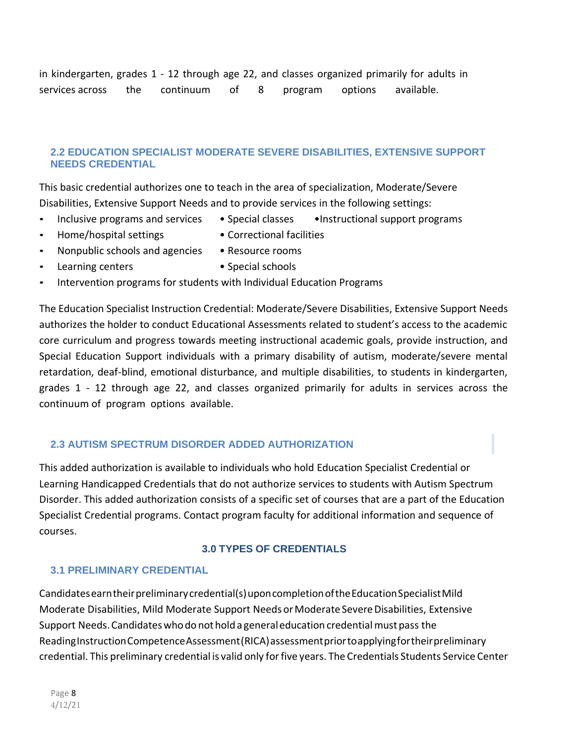in kindergarten, grades 1 - 12 through age 22, and classes organized primarily for adults in services across the continuum of 8 program options available.

### 2.2 EDUCATION SPECIALIST MODERATE SEVERE DISABILITIES, EXTENSIVE SUPPORT NEEDS CREDENTIAL

This basic credential authorizes one to teach in the area of specialization, Moderate/Severe Disabilities, Extensive Support Needs and to provide services in the following settings:

- Inclusive programs and services
- Special classes
- Instructional support programs
- Home/hospital settings
- Correctional facilities
- Nonpublic schools and agencies
- Resource rooms
- Learning centers
- Special schools
- Intervention programs for students with Individual Education Programs

The Education Specialist Instruction Credential: Moderate/Severe Disabilities, Extensive Support Needs authorizes the holder to conduct Educational Assessments related to student's access to the academic core curriculum and progress towards meeting instructional academic goals, provide instruction, and Special Education Support individuals with a primary disability of autism, moderate/severe mental retardation, deaf-blind, emotional disturbance, and multiple disabilities, to students in kindergarten, grades 1 - 12 through age 22, and classes organized primarily for adults in services across the continuum of program options available.

### 2.3 AUTISM SPECTRUM DISORDER ADDED AUTHORIZATION

This added authorization is available to individuals who hold Education Specialist Credential or Learning Handicapped Credentials that do not authorize services to students with Autism Spectrum Disorder. This added authorization consists of a specific set of courses that are a part of the Education Specialist Credential programs. Contact program faculty for additional information and sequence of courses.

## 3.0 TYPES OF CREDENTIALS

### 3.1 PRELIMINARY CREDENTIAL

Candidates earn their preliminary credential(s) upon completion of the Education Specialist Mild Moderate Disabilities, Mild Moderate Support Needs or Moderate Severe Disabilities, Extensive Support Needs. Candidates who do not hold a general education credential must pass the Reading Instruction Competence Assessment (RICA) assessment prior to applying for their preliminary credential. This preliminary credential is valid only for five years. The Credentials Students Service Center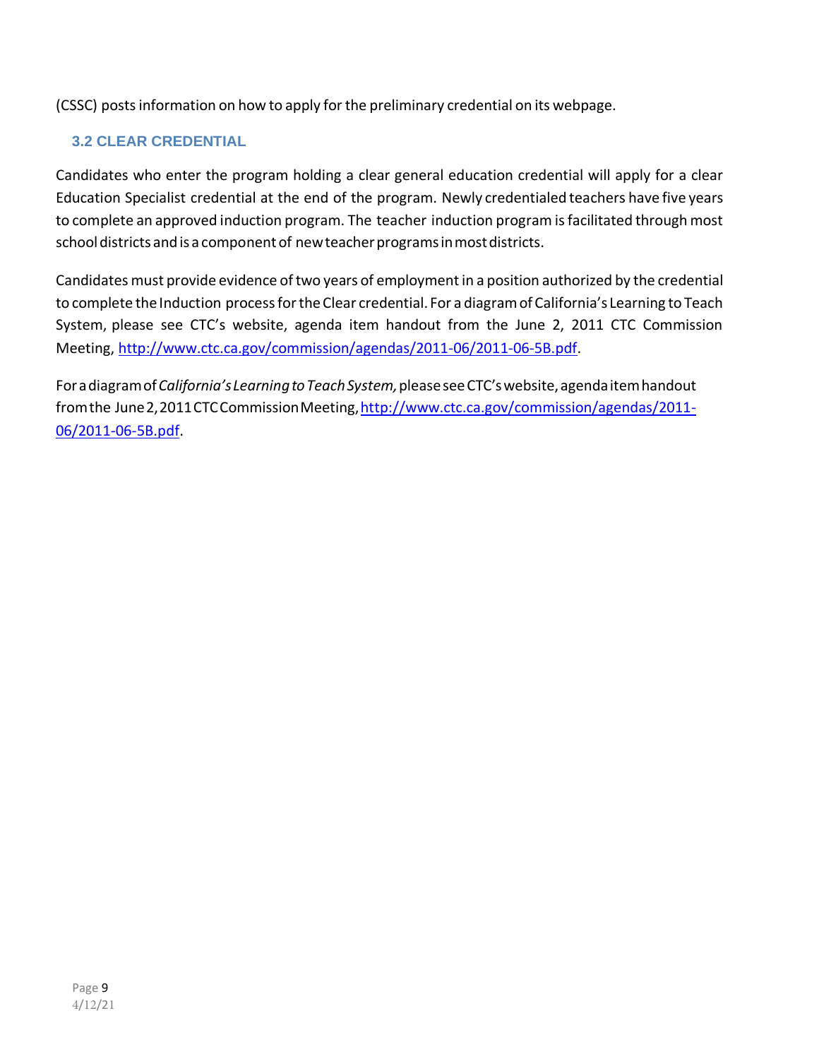(CSSC) posts information on how to apply for the preliminary credential on its webpage.

### 3.2 CLEAR CREDENTIAL

Candidates who enter the program holding a clear general education credential will apply for a clear Education Specialist credential at the end of the program. Newly credentialed teachers have five years to complete an approved induction program. The teacher induction program is facilitated through most school districts and is a component of new teacher programs in most districts.

Candidates must provide evidence of two years of employment in a position authorized by the credential to complete the Induction process for the Clear credential. For a diagram of California's Learning to Teach System, please see CTC's website, agenda item handout from the June 2, 2011 CTC Commission Meeting, http://www.ctc.ca.gov/commission/agendas/2011-06/2011-06-5B.pdf.

For a diagram of *California's Learning to Teach System,* please see CTC's website, agenda item handout from the June 2, 2011 CTC Commission Meeting, http://www.ctc.ca.gov/commission/agendas/2011-06/2011-06-5B.pdf.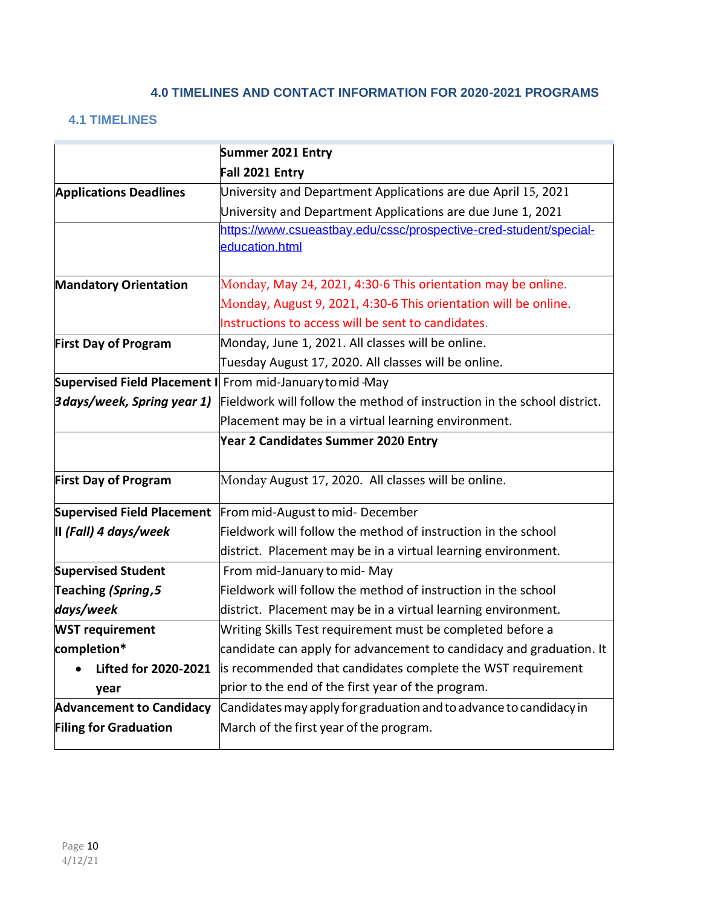### 4.0 TIMELINES AND CONTACT INFORMATION FOR 2020-2021 PROGRAMS

#### 4.1 TIMELINES

| | **Summer 2021 Entry**<br>**Fall 2021 Entry** |
|---|---|
| **Applications Deadlines** | University and Department Applications are due April 15, 2021<br>University and Department Applications are due June 1, 2021 |
| | https://www.csueastbay.edu/cssc/prospective-cred-student/special-education.html |
| **Mandatory Orientation** | Monday, May 24, 2021, 4:30-6 This orientation may be online.<br>Monday, August 9, 2021, 4:30-6 This orientation will be online.<br>Instructions to access will be sent to candidates. |
| **First Day of Program** | Monday, June 1, 2021. All classes will be online.<br>Tuesday August 17, 2020. All classes will be online. |
| **Supervised Field Placement I** *3days/week, Spring year 1)* | From mid-January to mid -May<br>Fieldwork will follow the method of instruction in the school district.<br>Placement may be in a virtual learning environment. |
| | **Year 2 Candidates Summer 2020 Entry** |
| **First Day of Program** | Monday August 17, 2020. All classes will be online. |
| **Supervised Field Placement II** *(Fall) 4 days/week* | From mid-August to mid- December<br>Fieldwork will follow the method of instruction in the school district. Placement may be in a virtual learning environment. |
| **Supervised Student Teaching** *(Spring,5 days/week* | From mid-January to mid- May<br>Fieldwork will follow the method of instruction in the school district. Placement may be in a virtual learning environment. |
| **WST requirement completion***<br>• **Lifted for 2020-2021 year** | Writing Skills Test requirement must be completed before a candidate can apply for advancement to candidacy and graduation. It is recommended that candidates complete the WST requirement prior to the end of the first year of the program. |
| **Advancement to Candidacy Filing for Graduation** | Candidates may apply for graduation and to advance to candidacy in March of the first year of the program. |

4/12/21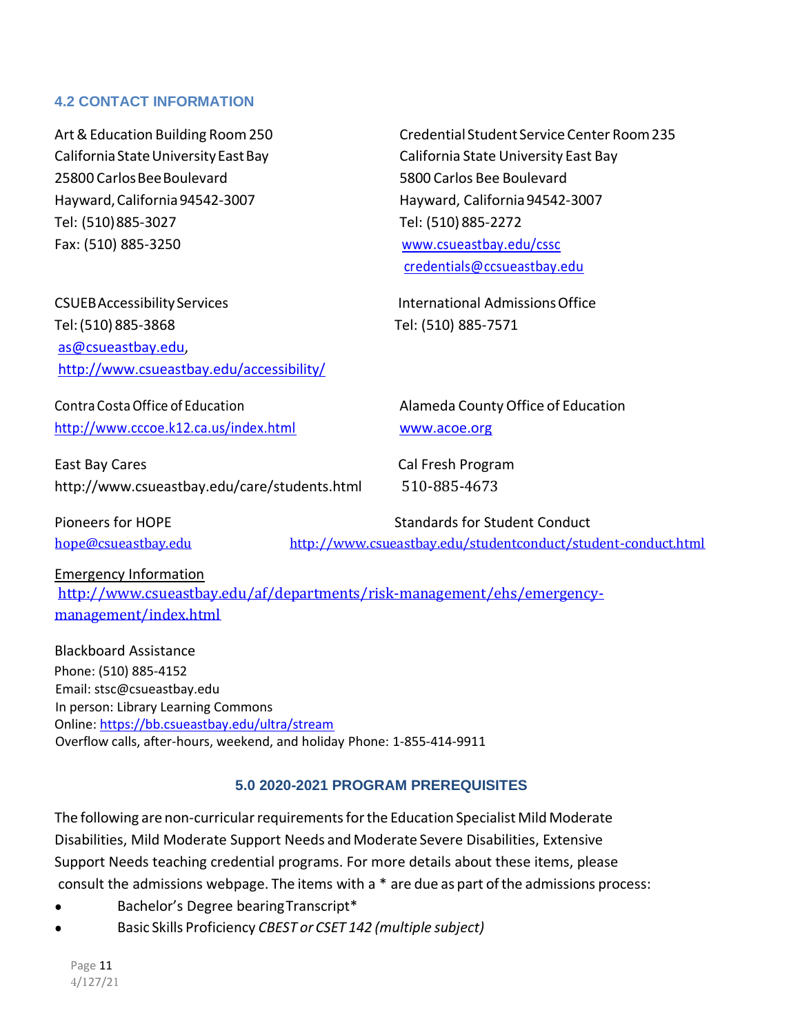### 4.2 CONTACT INFORMATION

Art & Education Building Room 250
California State University East Bay
25800 Carlos Bee Boulevard
Hayward, California 94542-3007
Tel: (510) 885-3027
Fax: (510) 885-3250

Credential Student Service Center Room 235
California State University East Bay
5800 Carlos Bee Boulevard
Hayward, California 94542-3007
Tel: (510) 885-2272
www.csueastbay.edu/cssc
credentials@ccsueastbay.edu

CSUEB Accessibility Services
Tel: (510) 885-3868
as@csueastbay.edu,
http://www.csueastbay.edu/accessibility/

International Admissions Office
Tel: (510) 885-7571

Contra Costa Office of Education
http://www.cccoe.k12.ca.us/index.html

Alameda County Office of Education
www.acoe.org

East Bay Cares
http://www.csueastbay.edu/care/students.html

Cal Fresh Program
510-885-4673

Pioneers for HOPE
hope@csueastbay.edu

Standards for Student Conduct
http://www.csueastbay.edu/studentconduct/student-conduct.html

Emergency Information
http://www.csueastbay.edu/af/departments/risk-management/ehs/emergency-management/index.html

Blackboard Assistance
Phone: (510) 885-4152
Email: stsc@csueastbay.edu
In person: Library Learning Commons
Online: https://bb.csueastbay.edu/ultra/stream
Overflow calls, after-hours, weekend, and holiday Phone: 1-855-414-9911

## 5.0 2020-2021 PROGRAM PREREQUISITES

The following are non-curricular requirements for the Education Specialist Mild Moderate Disabilities, Mild Moderate Support Needs and Moderate Severe Disabilities, Extensive Support Needs teaching credential programs. For more details about these items, please consult the admissions webpage. The items with a * are due as part of the admissions process:

- Bachelor's Degree bearing Transcript*
- Basic Skills Proficiency *CBEST or CSET 142 (multiple subject)*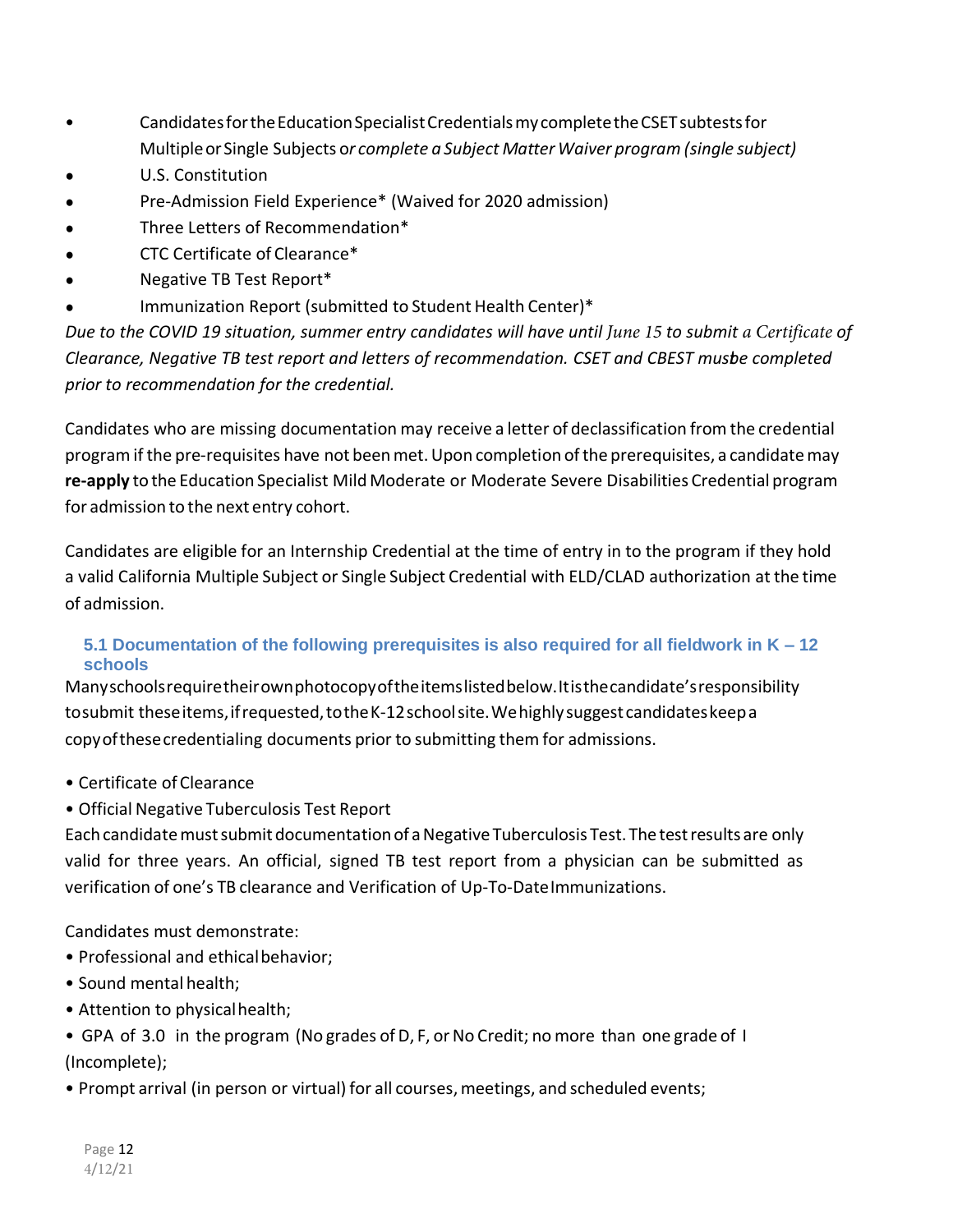- Candidates for the Education Specialist Credentials my complete the CSET subtests for Multiple or Single Subjects o*r complete a Subject Matter Waiver program (single subject)*
- U.S. Constitution
- Pre-Admission Field Experience* (Waived for 2020 admission)
- Three Letters of Recommendation*
- CTC Certificate of Clearance*
- Negative TB Test Report*
- Immunization Report (submitted to Student Health Center)*

*Due to the COVID 19 situation, summer entry candidates will have until June 15 to submit a Certificate of Clearance, Negative TB test report and letters of recommendation. CSET and CBEST musbe completed prior to recommendation for the credential.*

Candidates who are missing documentation may receive a letter of declassification from the credential program if the pre-requisites have not been met. Upon completion of the prerequisites, a candidate may **re-apply** to the Education Specialist Mild Moderate or Moderate Severe Disabilities Credential program for admission to the next entry cohort.

Candidates are eligible for an Internship Credential at the time of entry in to the program if they hold a valid California Multiple Subject or Single Subject Credential with ELD/CLAD authorization at the time of admission.

### 5.1 Documentation of the following prerequisites is also required for all fieldwork in K – 12 schools

Many schools require their own photocopy of the items listed below. It is the candidate's responsibility to submit these items, if requested, to the K-12 school site. We highly suggest candidates keep a copy of these credentialing documents prior to submitting them for admissions.

- Certificate of Clearance
- Official Negative Tuberculosis Test Report

Each candidate must submit documentation of a Negative Tuberculosis Test. The test results are only valid for three years. An official, signed TB test report from a physician can be submitted as verification of one's TB clearance and Verification of Up-To-Date Immunizations.

Candidates must demonstrate:

- Professional and ethical behavior;
- Sound mental health;
- Attention to physical health;
- GPA of 3.0 in the program (No grades of D, F, or No Credit; no more than one grade of I (Incomplete);
- Prompt arrival (in person or virtual) for all courses, meetings, and scheduled events;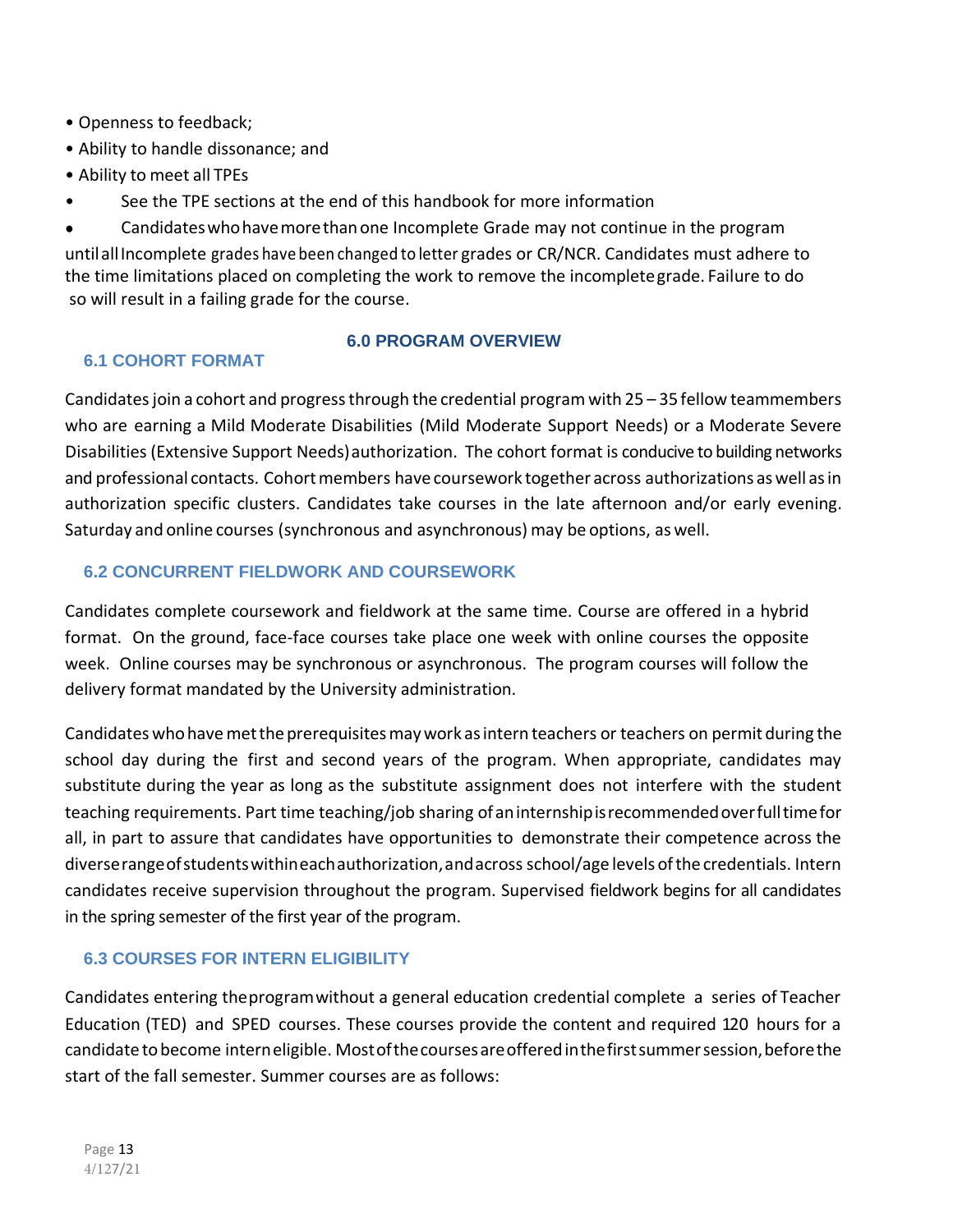- Openness to feedback;
- Ability to handle dissonance; and
- Ability to meet all TPEs
- See the TPE sections at the end of this handbook for more information
- Candidates who have more than one Incomplete Grade may not continue in the program until all Incomplete grades have been changed to letter grades or CR/NCR. Candidates must adhere to the time limitations placed on completing the work to remove the incomplete grade. Failure to do so will result in a failing grade for the course.

# 6.0 PROGRAM OVERVIEW

## 6.1 COHORT FORMAT

Candidates join a cohort and progress through the credential program with 25 – 35 fellow team members who are earning a Mild Moderate Disabilities (Mild Moderate Support Needs) or a Moderate Severe Disabilities (Extensive Support Needs) authorization. The cohort format is conducive to building networks and professional contacts. Cohort members have coursework together across authorizations as well as in authorization specific clusters. Candidates take courses in the late afternoon and/or early evening. Saturday and online courses (synchronous and asynchronous) may be options, as well.

## 6.2 CONCURRENT FIELDWORK AND COURSEWORK

Candidates complete coursework and fieldwork at the same time. Course are offered in a hybrid format. On the ground, face-face courses take place one week with online courses the opposite week. Online courses may be synchronous or asynchronous. The program courses will follow the delivery format mandated by the University administration.

Candidates who have met the prerequisites may work as intern teachers or teachers on permit during the school day during the first and second years of the program. When appropriate, candidates may substitute during the year as long as the substitute assignment does not interfere with the student teaching requirements. Part time teaching/job sharing of an internship is recommended over full time for all, in part to assure that candidates have opportunities to demonstrate their competence across the diverse range of students within each authorization, and across school/age levels of the credentials. Intern candidates receive supervision throughout the program. Supervised fieldwork begins for all candidates in the spring semester of the first year of the program.

## 6.3 COURSES FOR INTERN ELIGIBILITY

Candidates entering the program without a general education credential complete a series of Teacher Education (TED) and SPED courses. These courses provide the content and required 120 hours for a candidate to become intern eligible. Most of the courses are offered in the first summer session, before the start of the fall semester. Summer courses are as follows: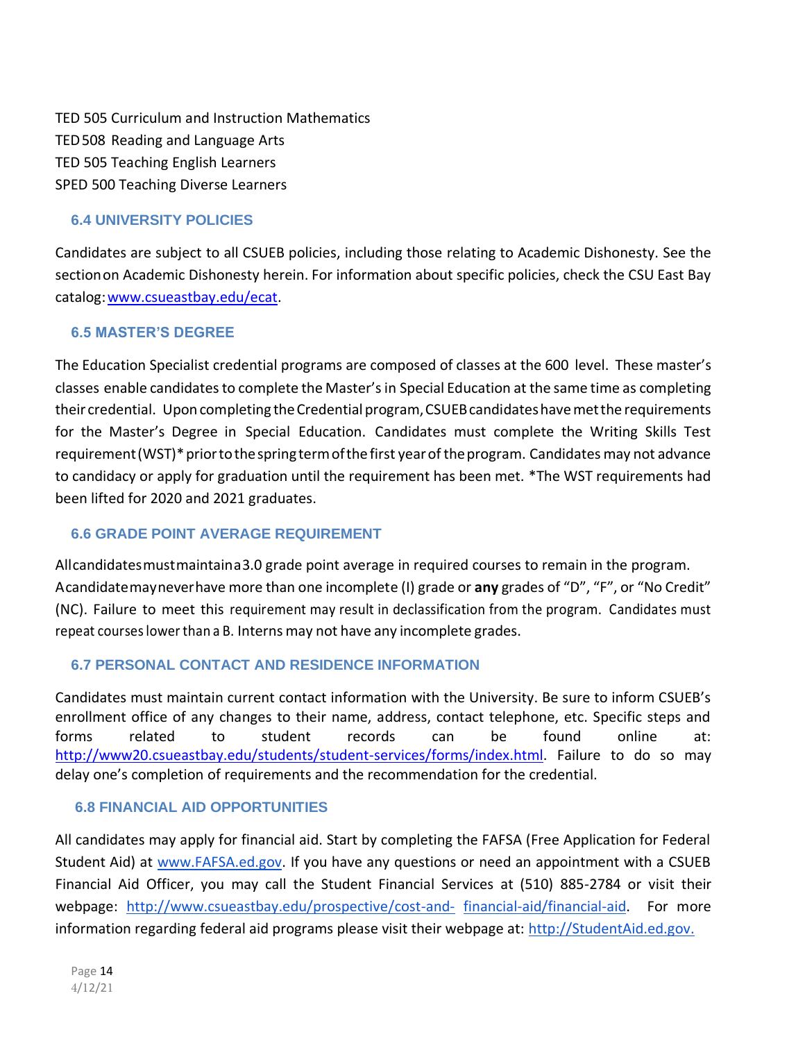TED 505 Curriculum and Instruction Mathematics
TED 508 Reading and Language Arts
TED 505 Teaching English Learners
SPED 500 Teaching Diverse Learners

### 6.4 UNIVERSITY POLICIES

Candidates are subject to all CSUEB policies, including those relating to Academic Dishonesty. See the section on Academic Dishonesty herein. For information about specific policies, check the CSU East Bay catalog: [www.csueastbay.edu/ecat](http://www.csueastbay.edu/ecat).

### 6.5 MASTER'S DEGREE

The Education Specialist credential programs are composed of classes at the 600 level. These master's classes enable candidates to complete the Master's in Special Education at the same time as completing their credential. Upon completing the Credential program, CSUEB candidates have met the requirements for the Master's Degree in Special Education. Candidates must complete the Writing Skills Test requirement (WST)* prior to the spring term of the first year of the program. Candidates may not advance to candidacy or apply for graduation until the requirement has been met. *The WST requirements had been lifted for 2020 and 2021 graduates.

### 6.6 GRADE POINT AVERAGE REQUIREMENT

All candidates must maintain a 3.0 grade point average in required courses to remain in the program. A candidate may never have more than one incomplete (I) grade or **any** grades of "D", "F", or "No Credit" (NC). Failure to meet this requirement may result in declassification from the program. Candidates must repeat courses lower than a B. Interns may not have any incomplete grades.

### 6.7 PERSONAL CONTACT AND RESIDENCE INFORMATION

Candidates must maintain current contact information with the University. Be sure to inform CSUEB's enrollment office of any changes to their name, address, contact telephone, etc. Specific steps and forms related to student records can be found online at: [http://www20.csueastbay.edu/students/student-services/forms/index.html](http://www20.csueastbay.edu/students/student-services/forms/index.html). Failure to do so may delay one's completion of requirements and the recommendation for the credential.

### 6.8 FINANCIAL AID OPPORTUNITIES

All candidates may apply for financial aid. Start by completing the FAFSA (Free Application for Federal Student Aid) at [www.FAFSA.ed.gov](http://www.FAFSA.ed.gov). If you have any questions or need an appointment with a CSUEB Financial Aid Officer, you may call the Student Financial Services at (510) 885-2784 or visit their webpage: [http://www.csueastbay.edu/prospective/cost-and-financial-aid/financial-aid](http://www.csueastbay.edu/prospective/cost-and-financial-aid/financial-aid). For more information regarding federal aid programs please visit their webpage at: [http://StudentAid.ed.gov.](http://StudentAid.ed.gov)

4/12/21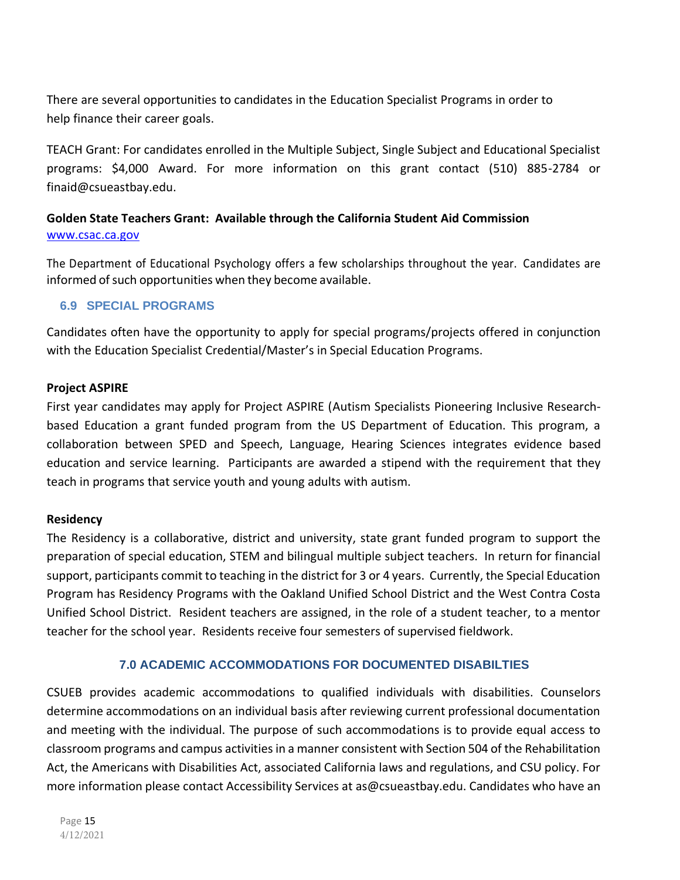There are several opportunities to candidates in the Education Specialist Programs in order to help finance their career goals.

TEACH Grant: For candidates enrolled in the Multiple Subject, Single Subject and Educational Specialist programs: $4,000 Award. For more information on this grant contact (510) 885-2784 or finaid@csueastbay.edu.

**Golden State Teachers Grant: Available through the California Student Aid Commission**
[www.csac.ca.gov](http://www.csac.ca.gov)

The Department of Educational Psychology offers a few scholarships throughout the year. Candidates are informed of such opportunities when they become available.

### 6.9 SPECIAL PROGRAMS

Candidates often have the opportunity to apply for special programs/projects offered in conjunction with the Education Specialist Credential/Master's in Special Education Programs.

**Project ASPIRE**
First year candidates may apply for Project ASPIRE (Autism Specialists Pioneering Inclusive Research-based Education a grant funded program from the US Department of Education. This program, a collaboration between SPED and Speech, Language, Hearing Sciences integrates evidence based education and service learning. Participants are awarded a stipend with the requirement that they teach in programs that service youth and young adults with autism.

**Residency**
The Residency is a collaborative, district and university, state grant funded program to support the preparation of special education, STEM and bilingual multiple subject teachers. In return for financial support, participants commit to teaching in the district for 3 or 4 years. Currently, the Special Education Program has Residency Programs with the Oakland Unified School District and the West Contra Costa Unified School District. Resident teachers are assigned, in the role of a student teacher, to a mentor teacher for the school year. Residents receive four semesters of supervised fieldwork.

## 7.0 ACADEMIC ACCOMMODATIONS FOR DOCUMENTED DISABILTIES

CSUEB provides academic accommodations to qualified individuals with disabilities. Counselors determine accommodations on an individual basis after reviewing current professional documentation and meeting with the individual. The purpose of such accommodations is to provide equal access to classroom programs and campus activities in a manner consistent with Section 504 of the Rehabilitation Act, the Americans with Disabilities Act, associated California laws and regulations, and CSU policy. For more information please contact Accessibility Services at as@csueastbay.edu. Candidates who have an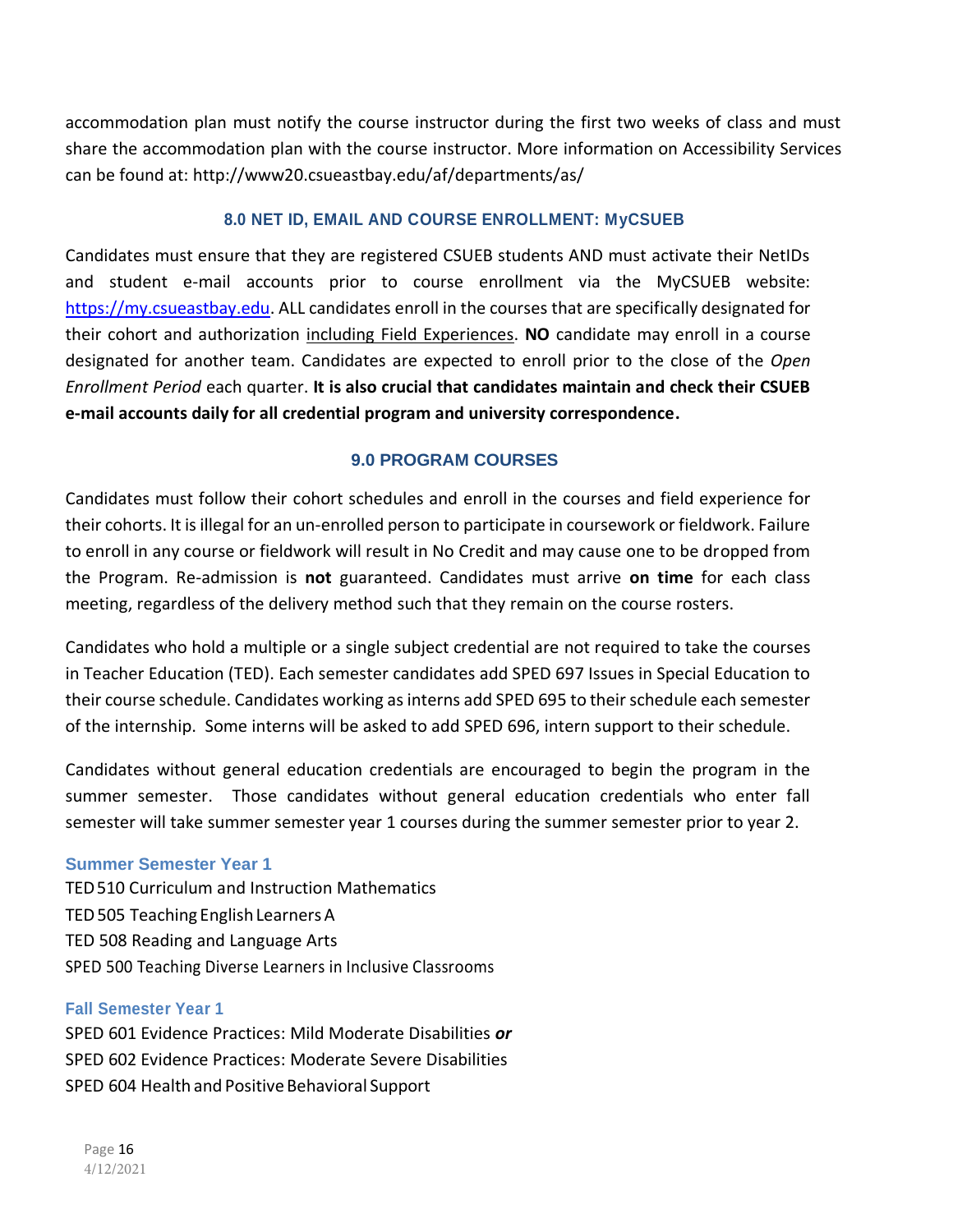accommodation plan must notify the course instructor during the first two weeks of class and must share the accommodation plan with the course instructor. More information on Accessibility Services can be found at: http://www20.csueastbay.edu/af/departments/as/

## 8.0 NET ID, EMAIL AND COURSE ENROLLMENT: MyCSUEB

Candidates must ensure that they are registered CSUEB students AND must activate their NetIDs and student e-mail accounts prior to course enrollment via the MyCSUEB website: https://my.csueastbay.edu. ALL candidates enroll in the courses that are specifically designated for their cohort and authorization including Field Experiences. **NO** candidate may enroll in a course designated for another team. Candidates are expected to enroll prior to the close of the *Open Enrollment Period* each quarter. **It is also crucial that candidates maintain and check their CSUEB e-mail accounts daily for all credential program and university correspondence.**

## 9.0 PROGRAM COURSES

Candidates must follow their cohort schedules and enroll in the courses and field experience for their cohorts. It is illegal for an un-enrolled person to participate in coursework or fieldwork. Failure to enroll in any course or fieldwork will result in No Credit and may cause one to be dropped from the Program. Re-admission is **not** guaranteed. Candidates must arrive **on time** for each class meeting, regardless of the delivery method such that they remain on the course rosters.

Candidates who hold a multiple or a single subject credential are not required to take the courses in Teacher Education (TED). Each semester candidates add SPED 697 Issues in Special Education to their course schedule. Candidates working as interns add SPED 695 to their schedule each semester of the internship. Some interns will be asked to add SPED 696, intern support to their schedule.

Candidates without general education credentials are encouraged to begin the program in the summer semester. Those candidates without general education credentials who enter fall semester will take summer semester year 1 courses during the summer semester prior to year 2.

### Summer Semester Year 1

TED 510 Curriculum and Instruction Mathematics
TED 505 Teaching English Learners A
TED 508 Reading and Language Arts
SPED 500 Teaching Diverse Learners in Inclusive Classrooms

### Fall Semester Year 1

SPED 601 Evidence Practices: Mild Moderate Disabilities ***or***
SPED 602 Evidence Practices: Moderate Severe Disabilities
SPED 604 Health and Positive Behavioral Support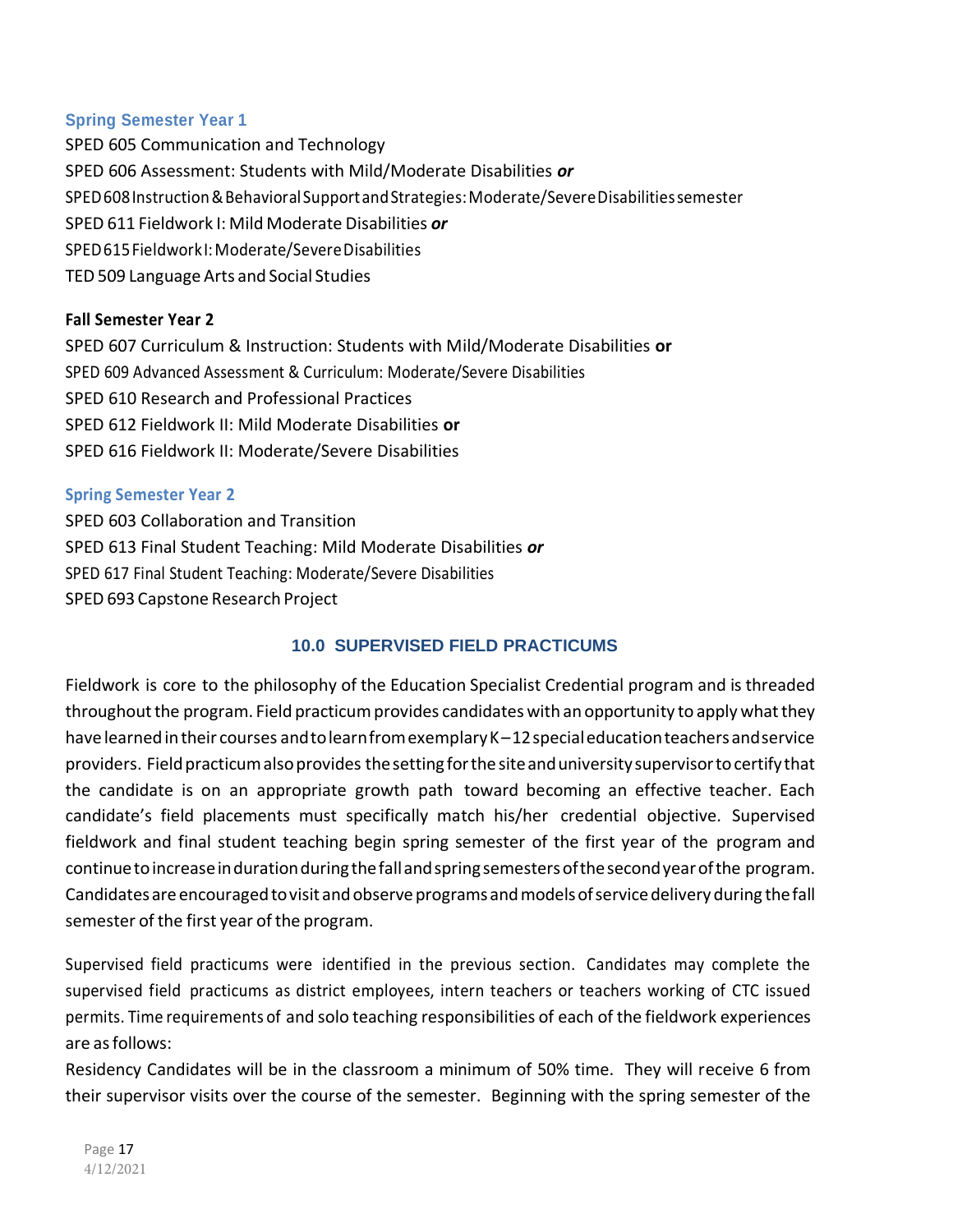### Spring Semester Year 1

SPED 605 Communication and Technology
SPED 606 Assessment: Students with Mild/Moderate Disabilities ***or***
SPED 608 Instruction & Behavioral Support and Strategies: Moderate/Severe Disabilities semester
SPED 611 Fieldwork I: Mild Moderate Disabilities ***or***
SPED 615 Fieldwork I: Moderate/Severe Disabilities
TED 509 Language Arts and Social Studies

**Fall Semester Year 2**

SPED 607 Curriculum & Instruction: Students with Mild/Moderate Disabilities **or**
SPED 609 Advanced Assessment & Curriculum: Moderate/Severe Disabilities
SPED 610 Research and Professional Practices
SPED 612 Fieldwork II: Mild Moderate Disabilities **or**
SPED 616 Fieldwork II: Moderate/Severe Disabilities

### Spring Semester Year 2

SPED 603 Collaboration and Transition
SPED 613 Final Student Teaching: Mild Moderate Disabilities ***or***
SPED 617 Final Student Teaching: Moderate/Severe Disabilities
SPED 693 Capstone Research Project

## 10.0 SUPERVISED FIELD PRACTICUMS

Fieldwork is core to the philosophy of the Education Specialist Credential program and is threaded throughout the program. Field practicum provides candidates with an opportunity to apply what they have learned in their courses and to learn from exemplary K–12 special education teachers and service providers. Field practicum also provides the setting for the site and university supervisor to certify that the candidate is on an appropriate growth path toward becoming an effective teacher. Each candidate's field placements must specifically match his/her credential objective. Supervised fieldwork and final student teaching begin spring semester of the first year of the program and continue to increase in duration during the fall and spring semesters of the second year of the program. Candidates are encouraged to visit and observe programs and models of service delivery during the fall semester of the first year of the program.

Supervised field practicums were identified in the previous section. Candidates may complete the supervised field practicums as district employees, intern teachers or teachers working of CTC issued permits. Time requirements of and solo teaching responsibilities of each of the fieldwork experiences are as follows:

Residency Candidates will be in the classroom a minimum of 50% time. They will receive 6 from their supervisor visits over the course of the semester. Beginning with the spring semester of the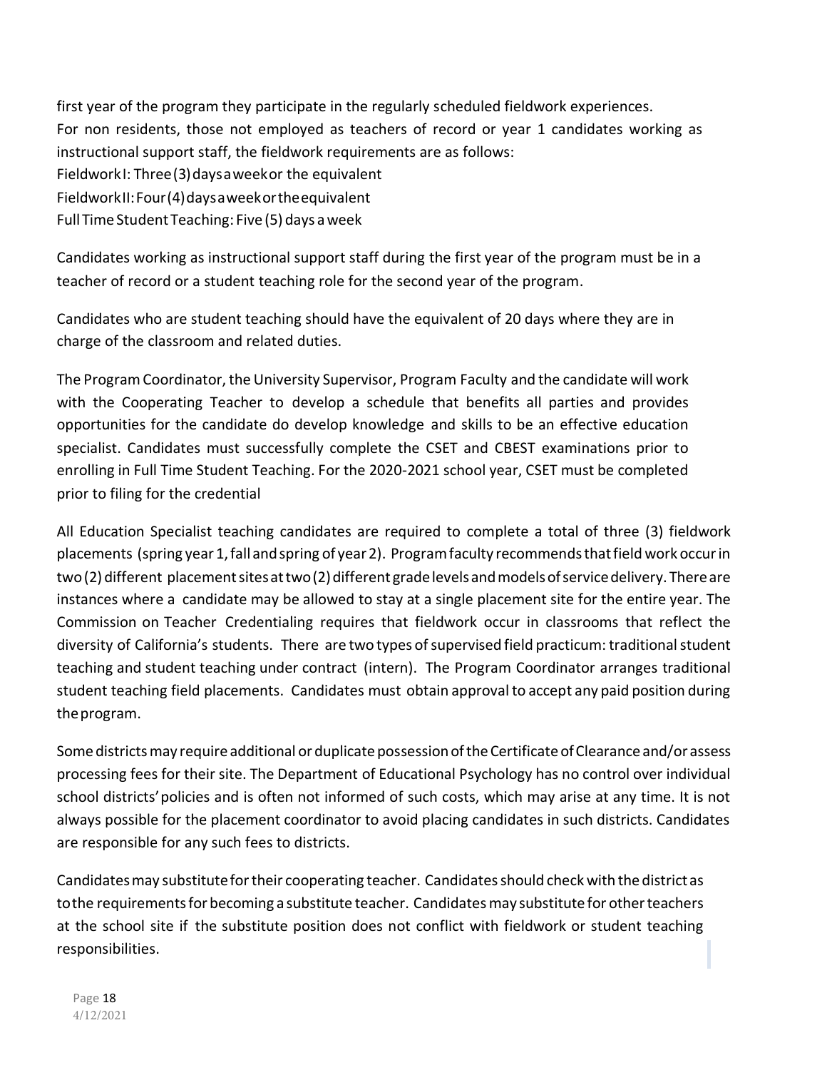first year of the program they participate in the regularly scheduled fieldwork experiences.
For non residents, those not employed as teachers of record or year 1 candidates working as instructional support staff, the fieldwork requirements are as follows:
Fieldwork I: Three (3) days a week or the equivalent
Fieldwork II: Four (4) days a week or the equivalent
Full Time Student Teaching: Five (5) days a week

Candidates working as instructional support staff during the first year of the program must be in a teacher of record or a student teaching role for the second year of the program.

Candidates who are student teaching should have the equivalent of 20 days where they are in charge of the classroom and related duties.

The Program Coordinator, the University Supervisor, Program Faculty and the candidate will work with the Cooperating Teacher to develop a schedule that benefits all parties and provides opportunities for the candidate do develop knowledge and skills to be an effective education specialist. Candidates must successfully complete the CSET and CBEST examinations prior to enrolling in Full Time Student Teaching. For the 2020-2021 school year, CSET must be completed prior to filing for the credential

All Education Specialist teaching candidates are required to complete a total of three (3) fieldwork placements (spring year 1, fall and spring of year 2). Program faculty recommends that field work occur in two (2) different placement sites at two (2) different grade levels and models of service delivery. There are instances where a candidate may be allowed to stay at a single placement site for the entire year. The Commission on Teacher Credentialing requires that fieldwork occur in classrooms that reflect the diversity of California's students. There are two types of supervised field practicum: traditional student teaching and student teaching under contract (intern). The Program Coordinator arranges traditional student teaching field placements. Candidates must obtain approval to accept any paid position during the program.

Some districts may require additional or duplicate possession of the Certificate of Clearance and/or assess processing fees for their site. The Department of Educational Psychology has no control over individual school districts' policies and is often not informed of such costs, which may arise at any time. It is not always possible for the placement coordinator to avoid placing candidates in such districts. Candidates are responsible for any such fees to districts.

Candidates may substitute for their cooperating teacher. Candidates should check with the district as to the requirements for becoming a substitute teacher. Candidates may substitute for other teachers at the school site if the substitute position does not conflict with fieldwork or student teaching responsibilities.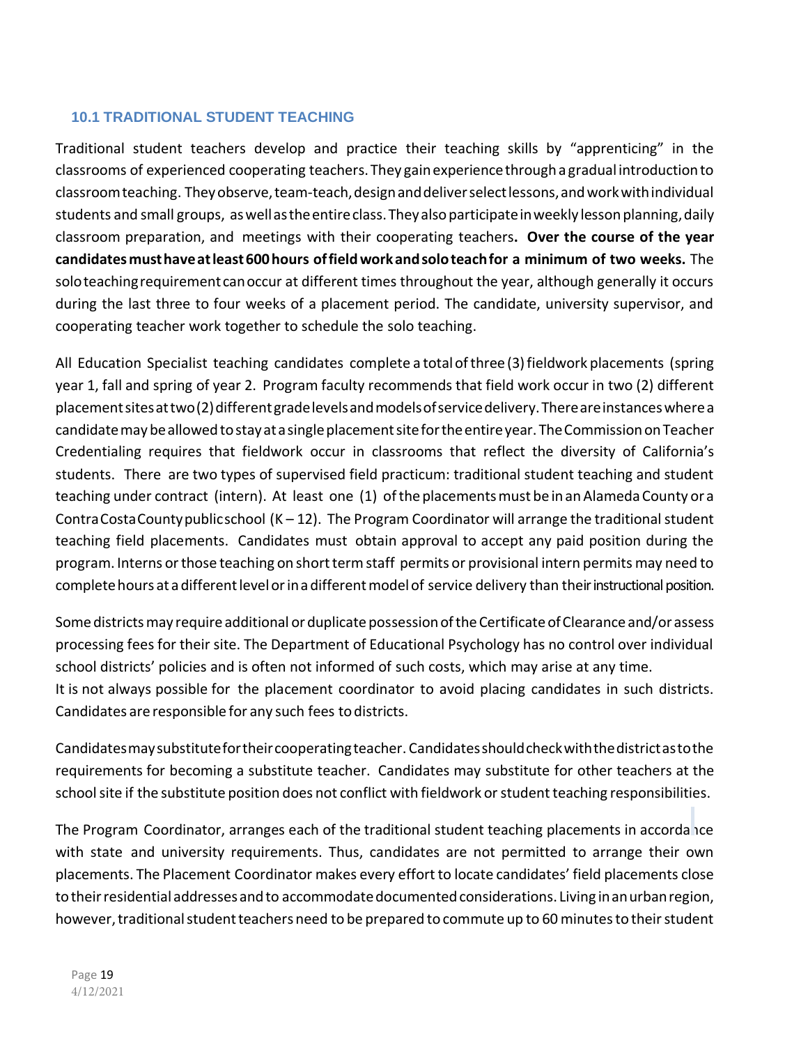### 10.1 TRADITIONAL STUDENT TEACHING

Traditional student teachers develop and practice their teaching skills by "apprenticing" in the classrooms of experienced cooperating teachers. They gain experience through a gradual introduction to classroom teaching. They observe, team-teach, design and deliver select lessons, and work with individual students and small groups, as well as the entire class. They also participate in weekly lesson planning, daily classroom preparation, and meetings with their cooperating teachers. **Over the course of the year candidates must have at least 600 hours of field work and solo teach for a minimum of two weeks.** The solo teaching requirement can occur at different times throughout the year, although generally it occurs during the last three to four weeks of a placement period. The candidate, university supervisor, and cooperating teacher work together to schedule the solo teaching.

All Education Specialist teaching candidates complete a total of three (3) fieldwork placements (spring year 1, fall and spring of year 2. Program faculty recommends that field work occur in two (2) different placement sites at two (2) different grade levels and models of service delivery. There are instances where a candidate may be allowed to stay at a single placement site for the entire year. The Commission on Teacher Credentialing requires that fieldwork occur in classrooms that reflect the diversity of California's students. There are two types of supervised field practicum: traditional student teaching and student teaching under contract (intern). At least one (1) of the placements must be in an Alameda County or a Contra Costa County public school (K – 12). The Program Coordinator will arrange the traditional student teaching field placements. Candidates must obtain approval to accept any paid position during the program. Interns or those teaching on short term staff permits or provisional intern permits may need to complete hours at a different level or in a different model of service delivery than their instructional position.

Some districts may require additional or duplicate possession of the Certificate of Clearance and/or assess processing fees for their site. The Department of Educational Psychology has no control over individual school districts' policies and is often not informed of such costs, which may arise at any time.
It is not always possible for the placement coordinator to avoid placing candidates in such districts. Candidates are responsible for any such fees to districts.

Candidates may substitute for their cooperating teacher. Candidates should check with the district as to the requirements for becoming a substitute teacher. Candidates may substitute for other teachers at the school site if the substitute position does not conflict with fieldwork or student teaching responsibilities.

The Program Coordinator, arranges each of the traditional student teaching placements in accordance with state and university requirements. Thus, candidates are not permitted to arrange their own placements. The Placement Coordinator makes every effort to locate candidates' field placements close to their residential addresses and to accommodate documented considerations. Living in an urban region, however, traditional student teachers need to be prepared to commute up to 60 minutes to their student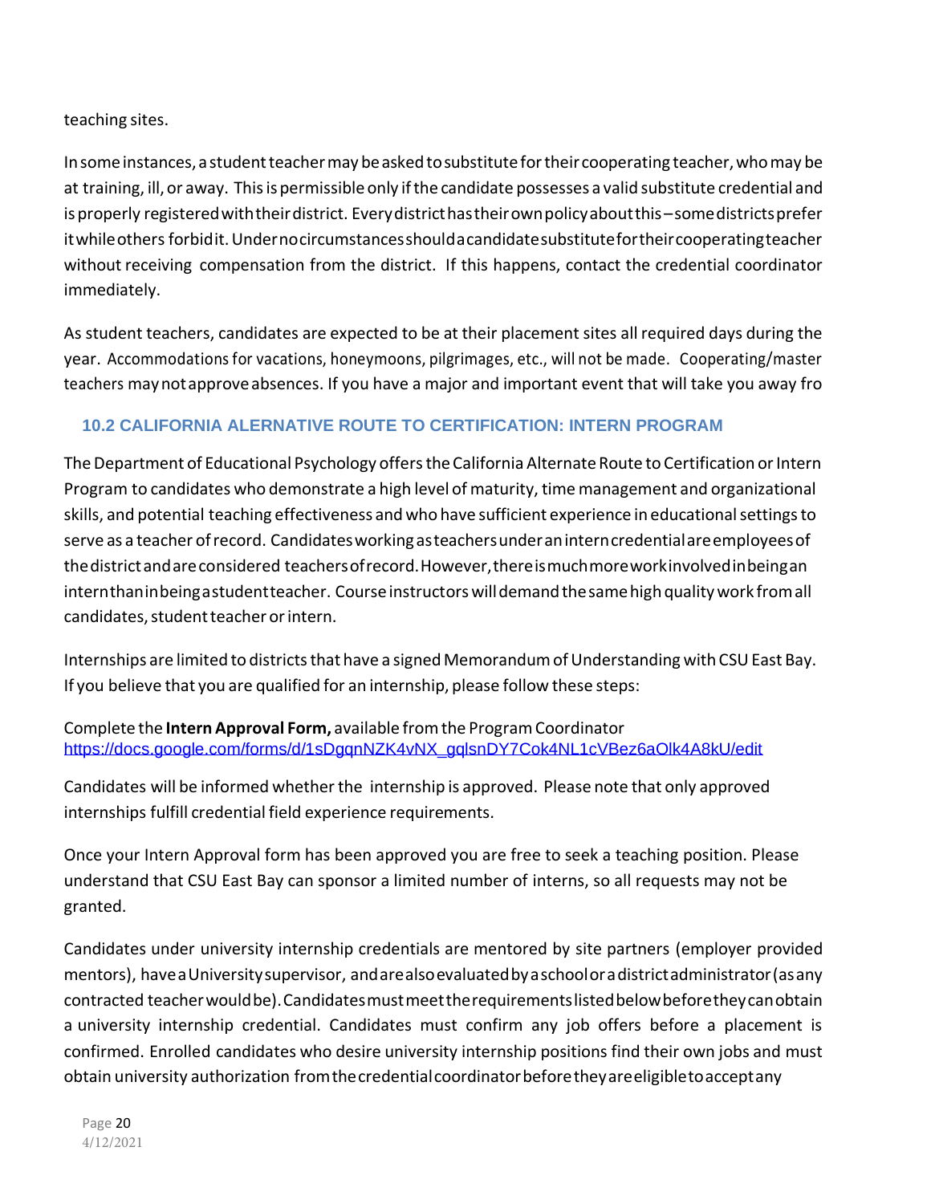teaching sites.

In some instances, a student teacher may be asked to substitute for their cooperating teacher, who may be at training, ill, or away. This is permissible only if the candidate possesses a valid substitute credential and is properly registered with their district. Every district has their own policy about this – some districts prefer it while others forbid it. Under no circumstances should a candidate substitute for their cooperating teacher without receiving compensation from the district. If this happens, contact the credential coordinator immediately.

As student teachers, candidates are expected to be at their placement sites all required days during the year. Accommodations for vacations, honeymoons, pilgrimages, etc., will not be made. Cooperating/master teachers may not approve absences. If you have a major and important event that will take you away fro

## 10.2 CALIFORNIA ALTERNATIVE ROUTE TO CERTIFICATION: INTERN PROGRAM

The Department of Educational Psychology offers the California Alternate Route to Certification or Intern Program to candidates who demonstrate a high level of maturity, time management and organizational skills, and potential teaching effectiveness and who have sufficient experience in educational settings to serve as a teacher of record. Candidates working as teachers under an intern credential are employees of the district and are considered teachers of record. However, there is much more work involved in being an intern than in being a student teacher. Course instructors will demand the same high quality work from all candidates, student teacher or intern.

Internships are limited to districts that have a signed Memorandum of Understanding with CSU East Bay. If you believe that you are qualified for an internship, please follow these steps:

Complete the **Intern Approval Form,** available from the Program Coordinator
https://docs.google.com/forms/d/1sDgqnNZK4vNX_gqlsnDY7Cok4NL1cVBez6aOlk4A8kU/edit

Candidates will be informed whether the internship is approved. Please note that only approved internships fulfill credential field experience requirements.

Once your Intern Approval form has been approved you are free to seek a teaching position. Please understand that CSU East Bay can sponsor a limited number of interns, so all requests may not be granted.

Candidates under university internship credentials are mentored by site partners (employer provided mentors), have a University supervisor, and are also evaluated by a school or a district administrator (as any contracted teacher would be). Candidates must meet the requirements listed below before they can obtain a university internship credential. Candidates must confirm any job offers before a placement is confirmed. Enrolled candidates who desire university internship positions find their own jobs and must obtain university authorization from the credential coordinator before they are eligible to accept any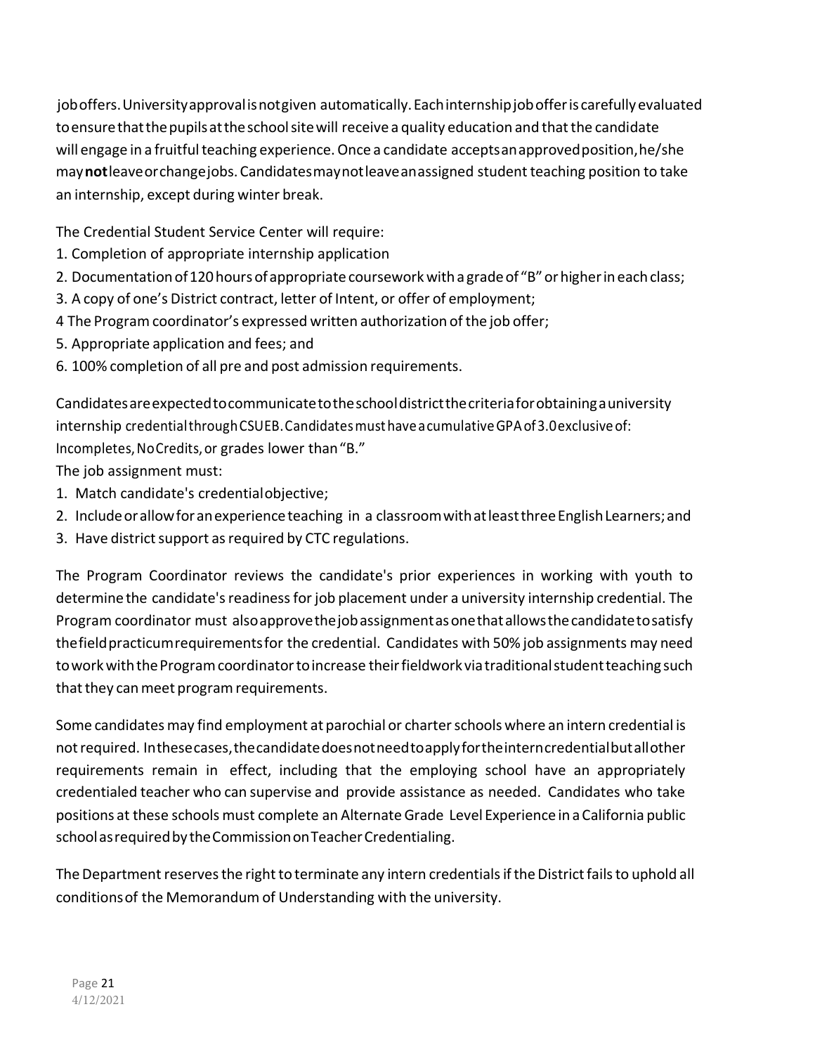job offers. University approval is not given automatically. Each internship job offer is carefully evaluated to ensure that the pupils at the school site will receive a quality education and that the candidate will engage in a fruitful teaching experience. Once a candidate accepts an approved position, he/she may **not** leave or change jobs. Candidates may not leave an assigned student teaching position to take an internship, except during winter break.

The Credential Student Service Center will require:

1. Completion of appropriate internship application
2. Documentation of 120 hours of appropriate coursework with a grade of "B" or higher in each class;
3. A copy of one's District contract, letter of Intent, or offer of employment;
4. The Program coordinator's expressed written authorization of the job offer;
5. Appropriate application and fees; and
6. 100% completion of all pre and post admission requirements.

Candidates are expected to communicate to the school district the criteria for obtaining a university internship credential through CSUEB. Candidates must have a cumulative GPA of 3.0 exclusive of: Incompletes, No Credits, or grades lower than "B."

The job assignment must:

1. Match candidate's credential objective;
2. Include or allow for an experience teaching in a classroom with at least three English Learners; and
3. Have district support as required by CTC regulations.

The Program Coordinator reviews the candidate's prior experiences in working with youth to determine the candidate's readiness for job placement under a university internship credential. The Program coordinator must also approve the job assignment as one that allows the candidate to satisfy the field practicum requirements for the credential. Candidates with 50% job assignments may need to work with the Program coordinator to increase their fieldwork via traditional student teaching such that they can meet program requirements.

Some candidates may find employment at parochial or charter schools where an intern credential is not required. In these cases, the candidate does not need to apply for the intern credential but all other requirements remain in effect, including that the employing school have an appropriately credentialed teacher who can supervise and provide assistance as needed. Candidates who take positions at these schools must complete an Alternate Grade Level Experience in a California public school as required by the Commission on Teacher Credentialing.

The Department reserves the right to terminate any intern credentials if the District fails to uphold all conditions of the Memorandum of Understanding with the university.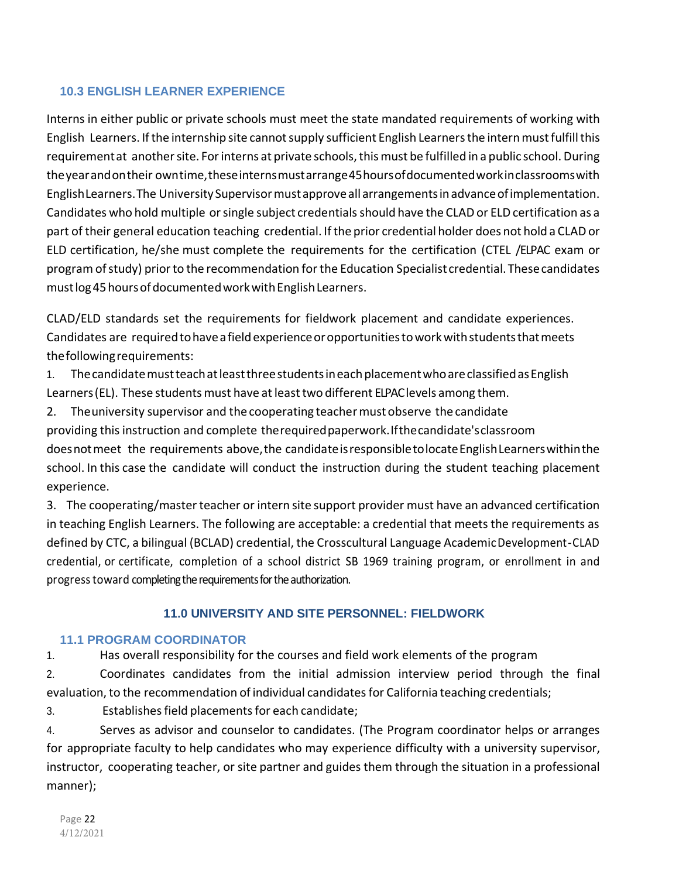### 10.3 ENGLISH LEARNER EXPERIENCE

Interns in either public or private schools must meet the state mandated requirements of working with English Learners. If the internship site cannot supply sufficient English Learners the intern must fulfill this requirement at another site. For interns at private schools, this must be fulfilled in a public school. During the year and on their own time, these interns must arrange 45 hours of documented work in classrooms with English Learners. The University Supervisor must approve all arrangements in advance of implementation. Candidates who hold multiple or single subject credentials should have the CLAD or ELD certification as a part of their general education teaching credential. If the prior credential holder does not hold a CLAD or ELD certification, he/she must complete the requirements for the certification (CTEL /ELPAC exam or program of study) prior to the recommendation for the Education Specialist credential. These candidates must log 45 hours of documented work with English Learners.

CLAD/ELD standards set the requirements for fieldwork placement and candidate experiences. Candidates are required to have a field experience or opportunities to work with students that meets the following requirements:

1. The candidate must teach at least three students in each placement who are classified as English Learners (EL). These students must have at least two different ELPAC levels among them.
2. The university supervisor and the cooperating teacher must observe the candidate providing this instruction and complete the required paperwork. If the candidate's classroom does not meet the requirements above, the candidate is responsible to locate English Learners within the school. In this case the candidate will conduct the instruction during the student teaching placement experience.
3. The cooperating/master teacher or intern site support provider must have an advanced certification in teaching English Learners. The following are acceptable: a credential that meets the requirements as defined by CTC, a bilingual (BCLAD) credential, the Crosscultural Language Academic Development-CLAD credential, or certificate, completion of a school district SB 1969 training program, or enrollment in and progress toward completing the requirements for the authorization.

## 11.0 UNIVERSITY AND SITE PERSONNEL: FIELDWORK

### 11.1 PROGRAM COORDINATOR

1. Has overall responsibility for the courses and field work elements of the program
2. Coordinates candidates from the initial admission interview period through the final evaluation, to the recommendation of individual candidates for California teaching credentials;
3. Establishes field placements for each candidate;
4. Serves as advisor and counselor to candidates. (The Program coordinator helps or arranges for appropriate faculty to help candidates who may experience difficulty with a university supervisor, instructor, cooperating teacher, or site partner and guides them through the situation in a professional manner);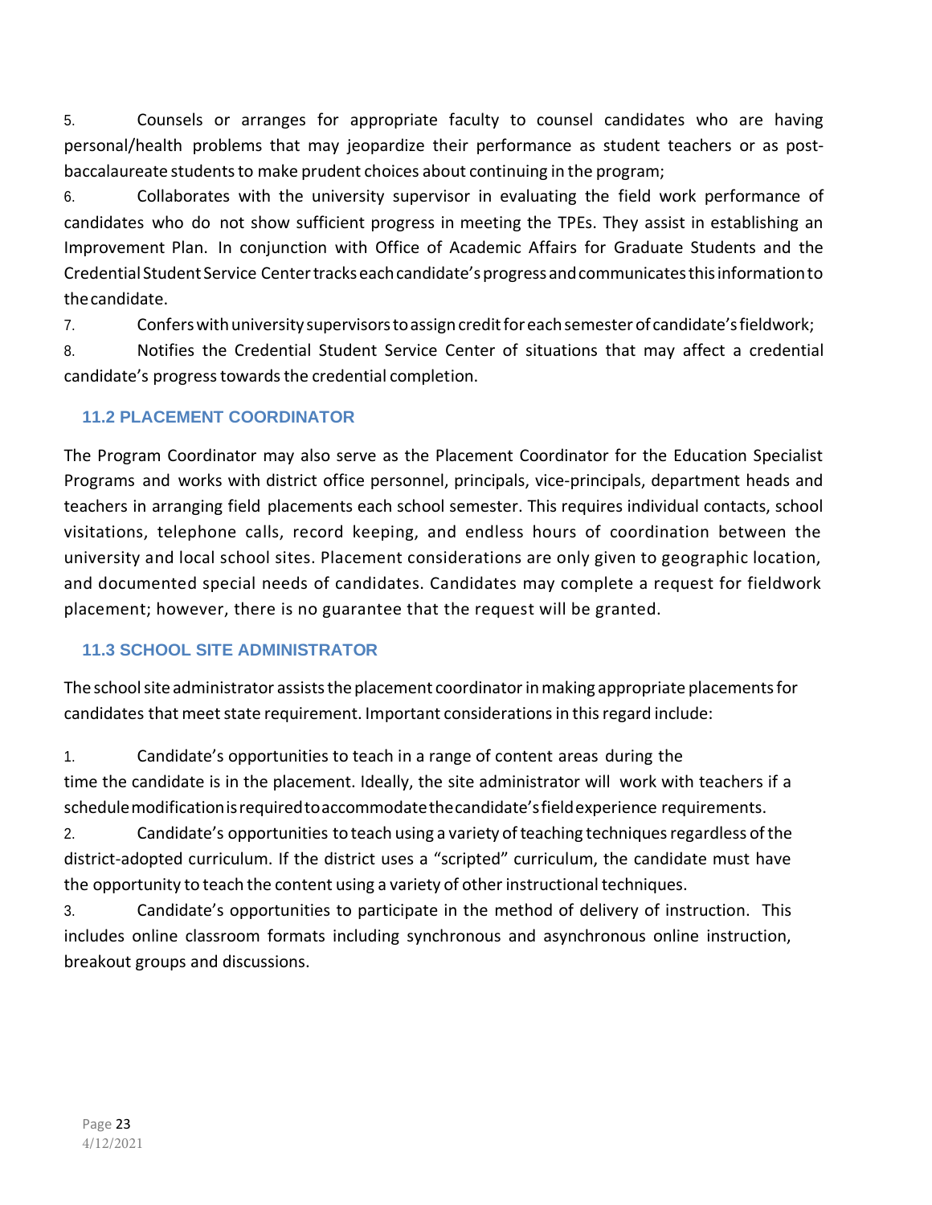5. Counsels or arranges for appropriate faculty to counsel candidates who are having personal/health problems that may jeopardize their performance as student teachers or as post-baccalaureate students to make prudent choices about continuing in the program;
6. Collaborates with the university supervisor in evaluating the field work performance of candidates who do not show sufficient progress in meeting the TPEs. They assist in establishing an Improvement Plan. In conjunction with Office of Academic Affairs for Graduate Students and the Credential Student Service Center tracks each candidate's progress and communicates this information to the candidate.
7. Confers with university supervisors to assign credit for each semester of candidate's fieldwork;
8. Notifies the Credential Student Service Center of situations that may affect a credential candidate's progress towards the credential completion.

### 11.2 PLACEMENT COORDINATOR

The Program Coordinator may also serve as the Placement Coordinator for the Education Specialist Programs and works with district office personnel, principals, vice-principals, department heads and teachers in arranging field placements each school semester. This requires individual contacts, school visitations, telephone calls, record keeping, and endless hours of coordination between the university and local school sites. Placement considerations are only given to geographic location, and documented special needs of candidates. Candidates may complete a request for fieldwork placement; however, there is no guarantee that the request will be granted.

### 11.3 SCHOOL SITE ADMINISTRATOR

The school site administrator assists the placement coordinator in making appropriate placements for candidates that meet state requirement. Important considerations in this regard include:

1. Candidate's opportunities to teach in a range of content areas during the time the candidate is in the placement. Ideally, the site administrator will work with teachers if a schedule modification is required to accommodate the candidate's field experience requirements.
2. Candidate's opportunities to teach using a variety of teaching techniques regardless of the district-adopted curriculum. If the district uses a "scripted" curriculum, the candidate must have the opportunity to teach the content using a variety of other instructional techniques.
3. Candidate's opportunities to participate in the method of delivery of instruction. This includes online classroom formats including synchronous and asynchronous online instruction, breakout groups and discussions.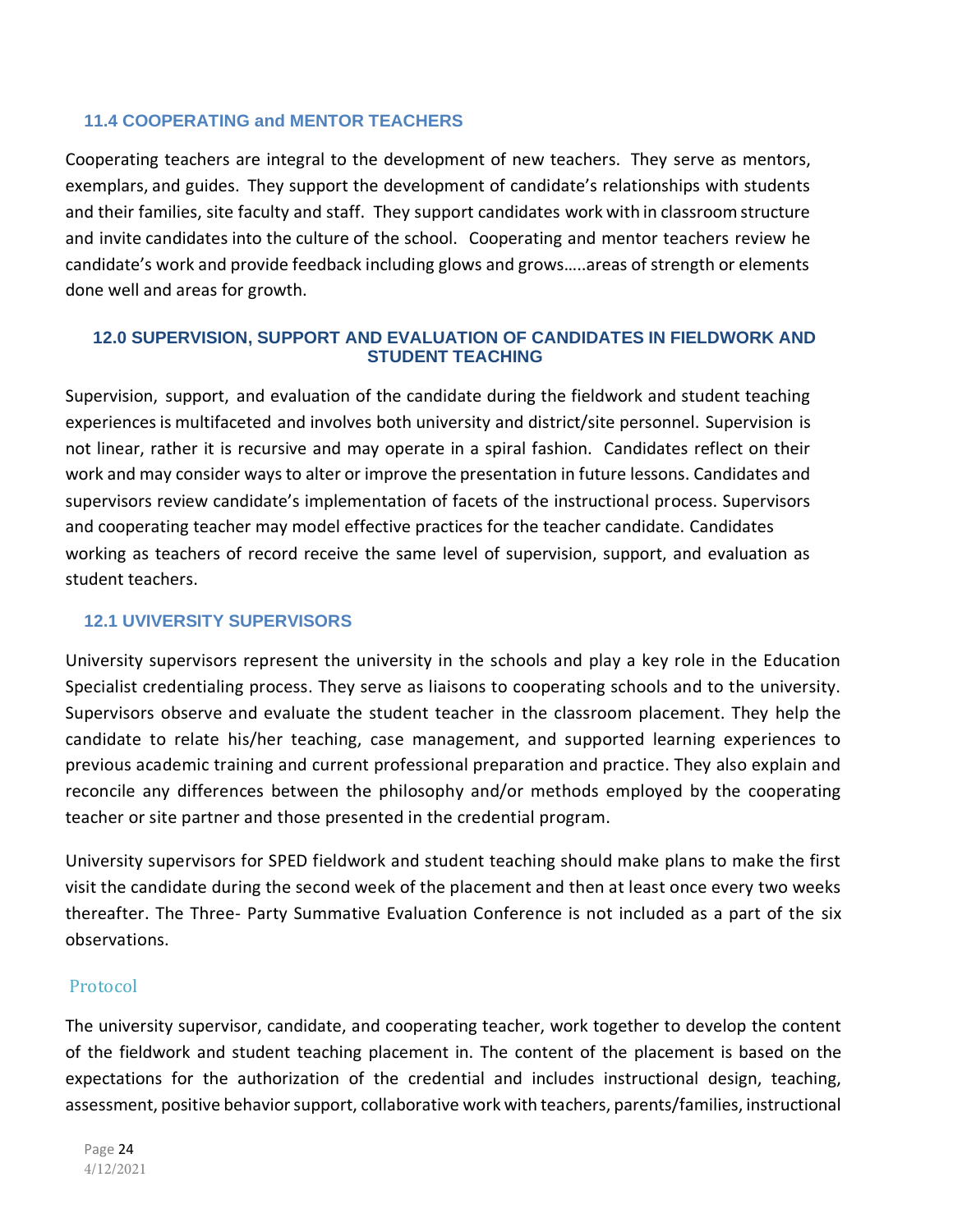### 11.4 COOPERATING and MENTOR TEACHERS

Cooperating teachers are integral to the development of new teachers. They serve as mentors, exemplars, and guides. They support the development of candidate's relationships with students and their families, site faculty and staff. They support candidates work with in classroom structure and invite candidates into the culture of the school. Cooperating and mentor teachers review he candidate's work and provide feedback including glows and grows…..areas of strength or elements done well and areas for growth.

## 12.0 SUPERVISION, SUPPORT AND EVALUATION OF CANDIDATES IN FIELDWORK AND STUDENT TEACHING

Supervision, support, and evaluation of the candidate during the fieldwork and student teaching experiences is multifaceted and involves both university and district/site personnel. Supervision is not linear, rather it is recursive and may operate in a spiral fashion. Candidates reflect on their work and may consider ways to alter or improve the presentation in future lessons. Candidates and supervisors review candidate's implementation of facets of the instructional process. Supervisors and cooperating teacher may model effective practices for the teacher candidate. Candidates working as teachers of record receive the same level of supervision, support, and evaluation as student teachers.

### 12.1 UVIVERSITY SUPERVISORS

University supervisors represent the university in the schools and play a key role in the Education Specialist credentialing process. They serve as liaisons to cooperating schools and to the university. Supervisors observe and evaluate the student teacher in the classroom placement. They help the candidate to relate his/her teaching, case management, and supported learning experiences to previous academic training and current professional preparation and practice. They also explain and reconcile any differences between the philosophy and/or methods employed by the cooperating teacher or site partner and those presented in the credential program.

University supervisors for SPED fieldwork and student teaching should make plans to make the first visit the candidate during the second week of the placement and then at least once every two weeks thereafter. The Three- Party Summative Evaluation Conference is not included as a part of the six observations.

#### Protocol

The university supervisor, candidate, and cooperating teacher, work together to develop the content of the fieldwork and student teaching placement in. The content of the placement is based on the expectations for the authorization of the credential and includes instructional design, teaching, assessment, positive behavior support, collaborative work with teachers, parents/families, instructional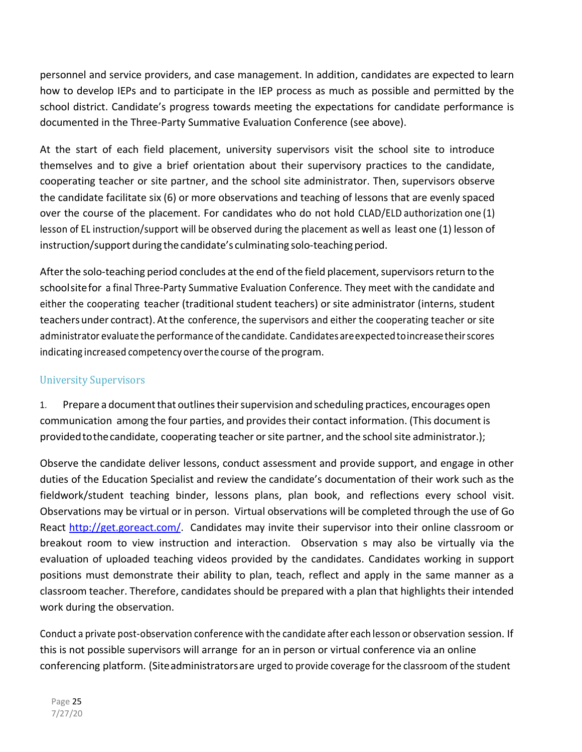personnel and service providers, and case management. In addition, candidates are expected to learn how to develop IEPs and to participate in the IEP process as much as possible and permitted by the school district. Candidate's progress towards meeting the expectations for candidate performance is documented in the Three-Party Summative Evaluation Conference (see above).

At the start of each field placement, university supervisors visit the school site to introduce themselves and to give a brief orientation about their supervisory practices to the candidate, cooperating teacher or site partner, and the school site administrator. Then, supervisors observe the candidate facilitate six (6) or more observations and teaching of lessons that are evenly spaced over the course of the placement. For candidates who do not hold CLAD/ELD authorization one (1) lesson of EL instruction/support will be observed during the placement as well as least one (1) lesson of instruction/support during the candidate's culminating solo-teaching period.

After the solo-teaching period concludes at the end of the field placement, supervisors return to the school site for a final Three-Party Summative Evaluation Conference. They meet with the candidate and either the cooperating teacher (traditional student teachers) or site administrator (interns, student teachers under contract). At the conference, the supervisors and either the cooperating teacher or site administrator evaluate the performance of the candidate. Candidates are expected to increase their scores indicating increased competency over the course of the program.

## University Supervisors

1. Prepare a document that outlines their supervision and scheduling practices, encourages open communication among the four parties, and provides their contact information. (This document is provided to the candidate, cooperating teacher or site partner, and the school site administrator.);

Observe the candidate deliver lessons, conduct assessment and provide support, and engage in other duties of the Education Specialist and review the candidate's documentation of their work such as the fieldwork/student teaching binder, lessons plans, plan book, and reflections every school visit. Observations may be virtual or in person. Virtual observations will be completed through the use of Go React [http://get.goreact.com/](http://get.goreact.com/). Candidates may invite their supervisor into their online classroom or breakout room to view instruction and interaction. Observation s may also be virtually via the evaluation of uploaded teaching videos provided by the candidates. Candidates working in support positions must demonstrate their ability to plan, teach, reflect and apply in the same manner as a classroom teacher. Therefore, candidates should be prepared with a plan that highlights their intended work during the observation.

Conduct a private post-observation conference with the candidate after each lesson or observation session. If this is not possible supervisors will arrange for an in person or virtual conference via an online conferencing platform. (Site administrators are urged to provide coverage for the classroom of the student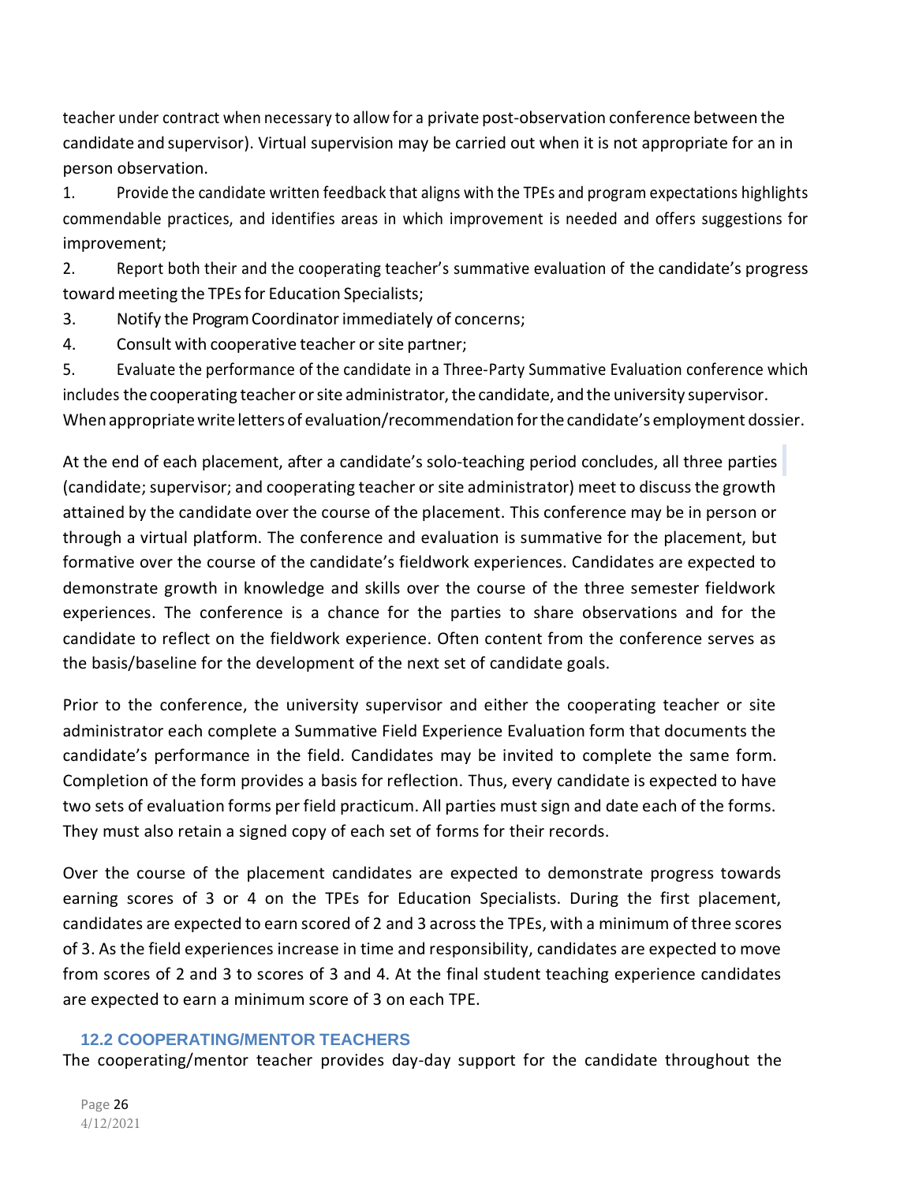teacher under contract when necessary to allow for a private post-observation conference between the candidate and supervisor). Virtual supervision may be carried out when it is not appropriate for an in person observation.

1. Provide the candidate written feedback that aligns with the TPEs and program expectations highlights commendable practices, and identifies areas in which improvement is needed and offers suggestions for improvement;
2. Report both their and the cooperating teacher's summative evaluation of the candidate's progress toward meeting the TPEs for Education Specialists;
3. Notify the Program Coordinator immediately of concerns;
4. Consult with cooperative teacher or site partner;
5. Evaluate the performance of the candidate in a Three-Party Summative Evaluation conference which includes the cooperating teacher or site administrator, the candidate, and the university supervisor. When appropriate write letters of evaluation/recommendation for the candidate's employment dossier.

At the end of each placement, after a candidate's solo-teaching period concludes, all three parties (candidate; supervisor; and cooperating teacher or site administrator) meet to discuss the growth attained by the candidate over the course of the placement. This conference may be in person or through a virtual platform. The conference and evaluation is summative for the placement, but formative over the course of the candidate's fieldwork experiences. Candidates are expected to demonstrate growth in knowledge and skills over the course of the three semester fieldwork experiences. The conference is a chance for the parties to share observations and for the candidate to reflect on the fieldwork experience. Often content from the conference serves as the basis/baseline for the development of the next set of candidate goals.

Prior to the conference, the university supervisor and either the cooperating teacher or site administrator each complete a Summative Field Experience Evaluation form that documents the candidate's performance in the field. Candidates may be invited to complete the same form. Completion of the form provides a basis for reflection. Thus, every candidate is expected to have two sets of evaluation forms per field practicum. All parties must sign and date each of the forms. They must also retain a signed copy of each set of forms for their records.

Over the course of the placement candidates are expected to demonstrate progress towards earning scores of 3 or 4 on the TPEs for Education Specialists. During the first placement, candidates are expected to earn scored of 2 and 3 across the TPEs, with a minimum of three scores of 3. As the field experiences increase in time and responsibility, candidates are expected to move from scores of 2 and 3 to scores of 3 and 4. At the final student teaching experience candidates are expected to earn a minimum score of 3 on each TPE.

### 12.2 COOPERATING/MENTOR TEACHERS

The cooperating/mentor teacher provides day-day support for the candidate throughout the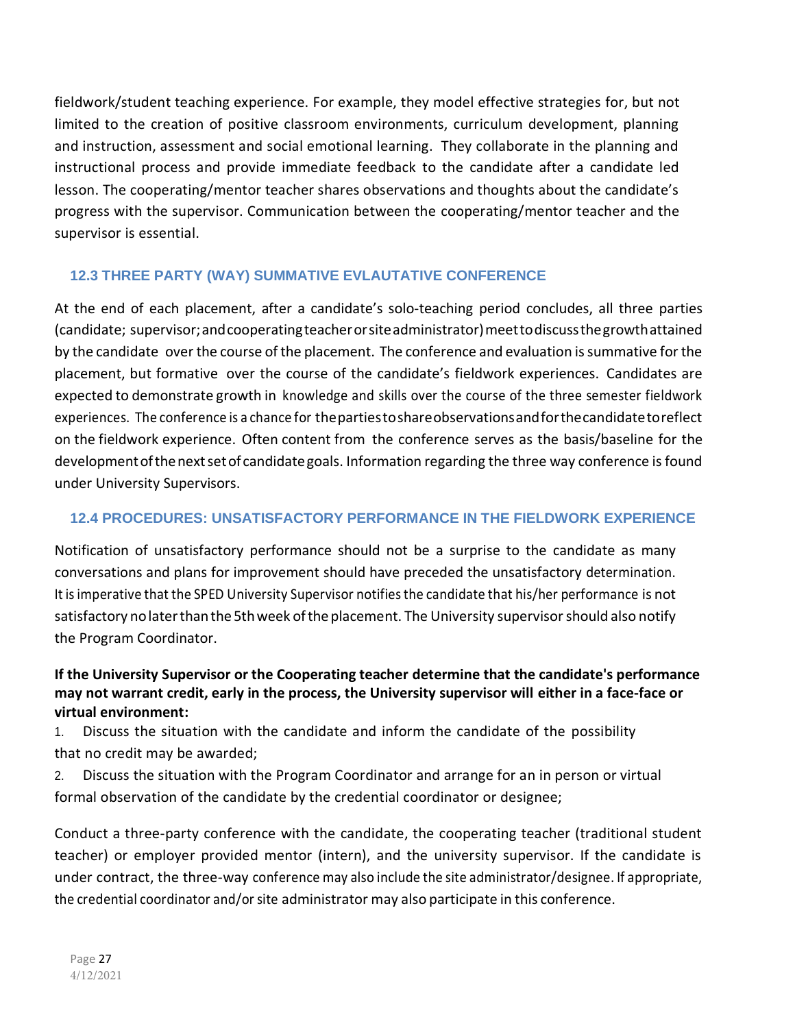fieldwork/student teaching experience. For example, they model effective strategies for, but not limited to the creation of positive classroom environments, curriculum development, planning and instruction, assessment and social emotional learning. They collaborate in the planning and instructional process and provide immediate feedback to the candidate after a candidate led lesson. The cooperating/mentor teacher shares observations and thoughts about the candidate's progress with the supervisor. Communication between the cooperating/mentor teacher and the supervisor is essential.

### 12.3 THREE PARTY (WAY) SUMMATIVE EVLAUTATIVE CONFERENCE

At the end of each placement, after a candidate's solo-teaching period concludes, all three parties (candidate; supervisor; and cooperating teacher or site administrator) meet to discuss the growth attained by the candidate over the course of the placement. The conference and evaluation is summative for the placement, but formative over the course of the candidate's fieldwork experiences. Candidates are expected to demonstrate growth in knowledge and skills over the course of the three semester fieldwork experiences. The conference is a chance for the parties to share observations and for the candidate to reflect on the fieldwork experience. Often content from the conference serves as the basis/baseline for the development of the next set of candidate goals. Information regarding the three way conference is found under University Supervisors.

### 12.4 PROCEDURES: UNSATISFACTORY PERFORMANCE IN THE FIELDWORK EXPERIENCE

Notification of unsatisfactory performance should not be a surprise to the candidate as many conversations and plans for improvement should have preceded the unsatisfactory determination. It is imperative that the SPED University Supervisor notifies the candidate that his/her performance is not satisfactory no later than the 5th week of the placement. The University supervisor should also notify the Program Coordinator.

**If the University Supervisor or the Cooperating teacher determine that the candidate's performance may not warrant credit, early in the process, the University supervisor will either in a face-face or virtual environment:**

1. Discuss the situation with the candidate and inform the candidate of the possibility that no credit may be awarded;
2. Discuss the situation with the Program Coordinator and arrange for an in person or virtual formal observation of the candidate by the credential coordinator or designee;

Conduct a three-party conference with the candidate, the cooperating teacher (traditional student teacher) or employer provided mentor (intern), and the university supervisor. If the candidate is under contract, the three-way conference may also include the site administrator/designee. If appropriate, the credential coordinator and/or site administrator may also participate in this conference.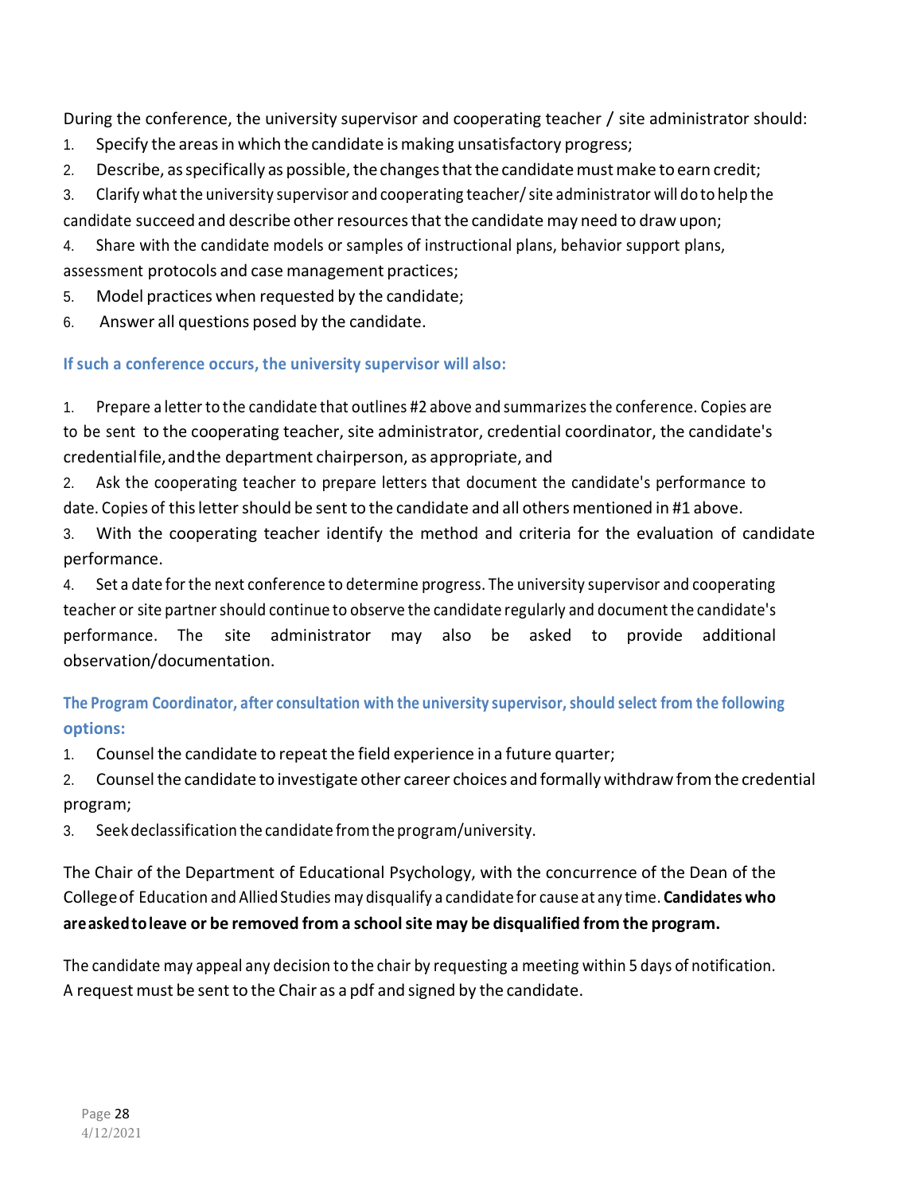During the conference, the university supervisor and cooperating teacher / site administrator should:

1. Specify the areas in which the candidate is making unsatisfactory progress;
2. Describe, as specifically as possible, the changes that the candidate must make to earn credit;
3. Clarify what the university supervisor and cooperating teacher/ site administrator will do to help the candidate succeed and describe other resources that the candidate may need to draw upon;
4. Share with the candidate models or samples of instructional plans, behavior support plans, assessment protocols and case management practices;
5. Model practices when requested by the candidate;
6. Answer all questions posed by the candidate.

#### If such a conference occurs, the university supervisor will also:

1. Prepare a letter to the candidate that outlines #2 above and summarizes the conference. Copies are to be sent to the cooperating teacher, site administrator, credential coordinator, the candidate's credential file, and the department chairperson, as appropriate, and
2. Ask the cooperating teacher to prepare letters that document the candidate's performance to date. Copies of this letter should be sent to the candidate and all others mentioned in #1 above.
3. With the cooperating teacher identify the method and criteria for the evaluation of candidate performance.
4. Set a date for the next conference to determine progress. The university supervisor and cooperating teacher or site partner should continue to observe the candidate regularly and document the candidate's performance. The site administrator may also be asked to provide additional observation/documentation.

#### The Program Coordinator, after consultation with the university supervisor, should select from the following options:

1. Counsel the candidate to repeat the field experience in a future quarter;
2. Counsel the candidate to investigate other career choices and formally withdraw from the credential program;
3. Seek declassification the candidate from the program/university.

The Chair of the Department of Educational Psychology, with the concurrence of the Dean of the College of Education and Allied Studies may disqualify a candidate for cause at any time. **Candidates who are asked to leave or be removed from a school site may be disqualified from the program.**

The candidate may appeal any decision to the chair by requesting a meeting within 5 days of notification. A request must be sent to the Chair as a pdf and signed by the candidate.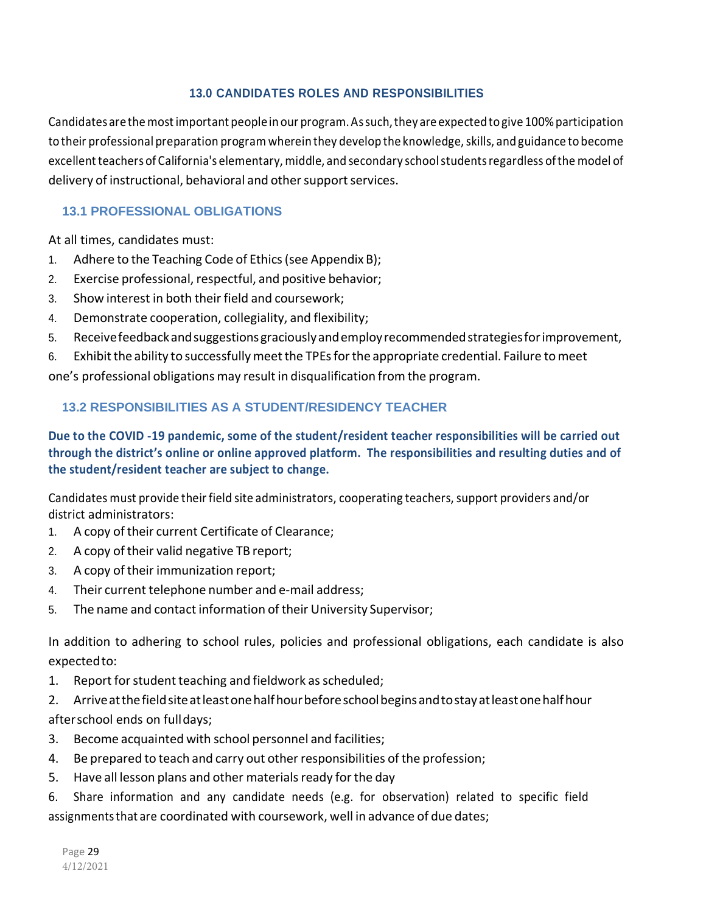## 13.0 CANDIDATES ROLES AND RESPONSIBILITIES

Candidates are the most important people in our program. As such, they are expected to give 100% participation to their professional preparation program wherein they develop the knowledge, skills, and guidance to become excellent teachers of California's elementary, middle, and secondary school students regardless of the model of delivery of instructional, behavioral and other support services.

### 13.1 PROFESSIONAL OBLIGATIONS

At all times, candidates must:

1. Adhere to the Teaching Code of Ethics (see Appendix B);
2. Exercise professional, respectful, and positive behavior;
3. Show interest in both their field and coursework;
4. Demonstrate cooperation, collegiality, and flexibility;
5. Receive feedback and suggestions graciously and employ recommended strategies for improvement,
6. Exhibit the ability to successfully meet the TPEs for the appropriate credential. Failure to meet one's professional obligations may result in disqualification from the program.

### 13.2 RESPONSIBILITIES AS A STUDENT/RESIDENCY TEACHER

**Due to the COVID -19 pandemic, some of the student/resident teacher responsibilities will be carried out through the district's online or online approved platform. The responsibilities and resulting duties and of the student/resident teacher are subject to change.**

Candidates must provide their field site administrators, cooperating teachers, support providers and/or district administrators:

1. A copy of their current Certificate of Clearance;
2. A copy of their valid negative TB report;
3. A copy of their immunization report;
4. Their current telephone number and e-mail address;
5. The name and contact information of their University Supervisor;

In addition to adhering to school rules, policies and professional obligations, each candidate is also expected to:

1. Report for student teaching and fieldwork as scheduled;
2. Arrive at the field site at least one half hour before school begins and to stay at least one half hour after school ends on full days;
3. Become acquainted with school personnel and facilities;
4. Be prepared to teach and carry out other responsibilities of the profession;
5. Have all lesson plans and other materials ready for the day
6. Share information and any candidate needs (e.g. for observation) related to specific field assignments that are coordinated with coursework, well in advance of due dates;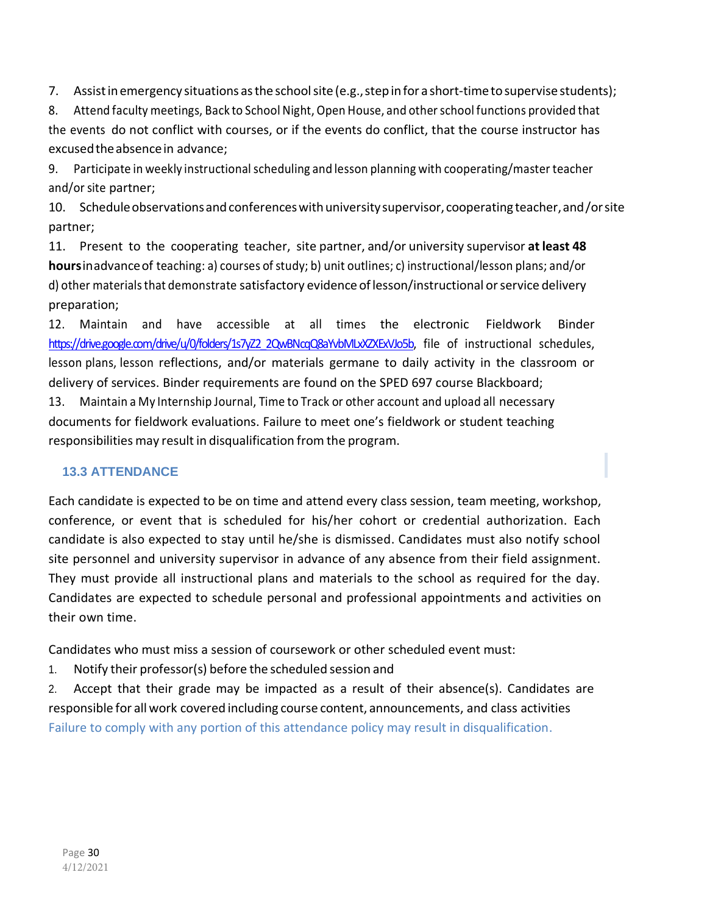7. Assist in emergency situations as the school site (e.g., step in for a short-time to supervise students);
8. Attend faculty meetings, Back to School Night, Open House, and other school functions provided that the events do not conflict with courses, or if the events do conflict, that the course instructor has excused the absence in advance;
9. Participate in weekly instructional scheduling and lesson planning with cooperating/master teacher and/or site partner;
10. Schedule observations and conferences with university supervisor, cooperating teacher, and/or site partner;
11. Present to the cooperating teacher, site partner, and/or university supervisor **at least 48 hours** in advance of teaching: a) courses of study; b) unit outlines; c) instructional/lesson plans; and/or d) other materials that demonstrate satisfactory evidence of lesson/instructional or service delivery preparation;
12. Maintain and have accessible at all times the electronic Fieldwork Binder https://drive.google.com/drive/u/0/folders/1s7yZ2_2QwBNcqQ8aYvbMLxXZXExVJo5b, file of instructional schedules, lesson plans, lesson reflections, and/or materials germane to daily activity in the classroom or delivery of services. Binder requirements are found on the SPED 697 course Blackboard;
13. Maintain a My Internship Journal, Time to Track or other account and upload all necessary documents for fieldwork evaluations. Failure to meet one's fieldwork or student teaching responsibilities may result in disqualification from the program.

## 13.3 ATTENDANCE

Each candidate is expected to be on time and attend every class session, team meeting, workshop, conference, or event that is scheduled for his/her cohort or credential authorization. Each candidate is also expected to stay until he/she is dismissed. Candidates must also notify school site personnel and university supervisor in advance of any absence from their field assignment. They must provide all instructional plans and materials to the school as required for the day. Candidates are expected to schedule personal and professional appointments and activities on their own time.

Candidates who must miss a session of coursework or other scheduled event must:

1. Notify their professor(s) before the scheduled session and
2. Accept that their grade may be impacted as a result of their absence(s). Candidates are responsible for all work covered including course content, announcements, and class activities

Failure to comply with any portion of this attendance policy may result in disqualification.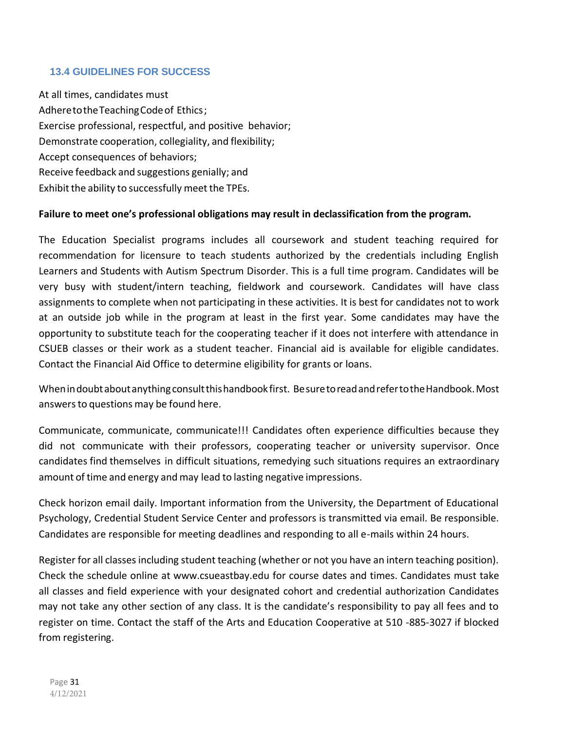### 13.4 GUIDELINES FOR SUCCESS

At all times, candidates must
Adhere to the Teaching Code of Ethics;
Exercise professional, respectful, and positive behavior;
Demonstrate cooperation, collegiality, and flexibility;
Accept consequences of behaviors;
Receive feedback and suggestions genially; and
Exhibit the ability to successfully meet the TPEs.

**Failure to meet one's professional obligations may result in declassification from the program.**

The Education Specialist programs includes all coursework and student teaching required for recommendation for licensure to teach students authorized by the credentials including English Learners and Students with Autism Spectrum Disorder. This is a full time program. Candidates will be very busy with student/intern teaching, fieldwork and coursework. Candidates will have class assignments to complete when not participating in these activities. It is best for candidates not to work at an outside job while in the program at least in the first year. Some candidates may have the opportunity to substitute teach for the cooperating teacher if it does not interfere with attendance in CSUEB classes or their work as a student teacher. Financial aid is available for eligible candidates. Contact the Financial Aid Office to determine eligibility for grants or loans.

When in doubt about anything consult this handbook first. Be sure to read and refer to the Handbook. Most answers to questions may be found here.

Communicate, communicate, communicate!!! Candidates often experience difficulties because they did not communicate with their professors, cooperating teacher or university supervisor. Once candidates find themselves in difficult situations, remedying such situations requires an extraordinary amount of time and energy and may lead to lasting negative impressions.

Check horizon email daily. Important information from the University, the Department of Educational Psychology, Credential Student Service Center and professors is transmitted via email. Be responsible. Candidates are responsible for meeting deadlines and responding to all e-mails within 24 hours.

Register for all classes including student teaching (whether or not you have an intern teaching position). Check the schedule online at www.csueastbay.edu for course dates and times. Candidates must take all classes and field experience with your designated cohort and credential authorization Candidates may not take any other section of any class. It is the candidate's responsibility to pay all fees and to register on time. Contact the staff of the Arts and Education Cooperative at 510 -885-3027 if blocked from registering.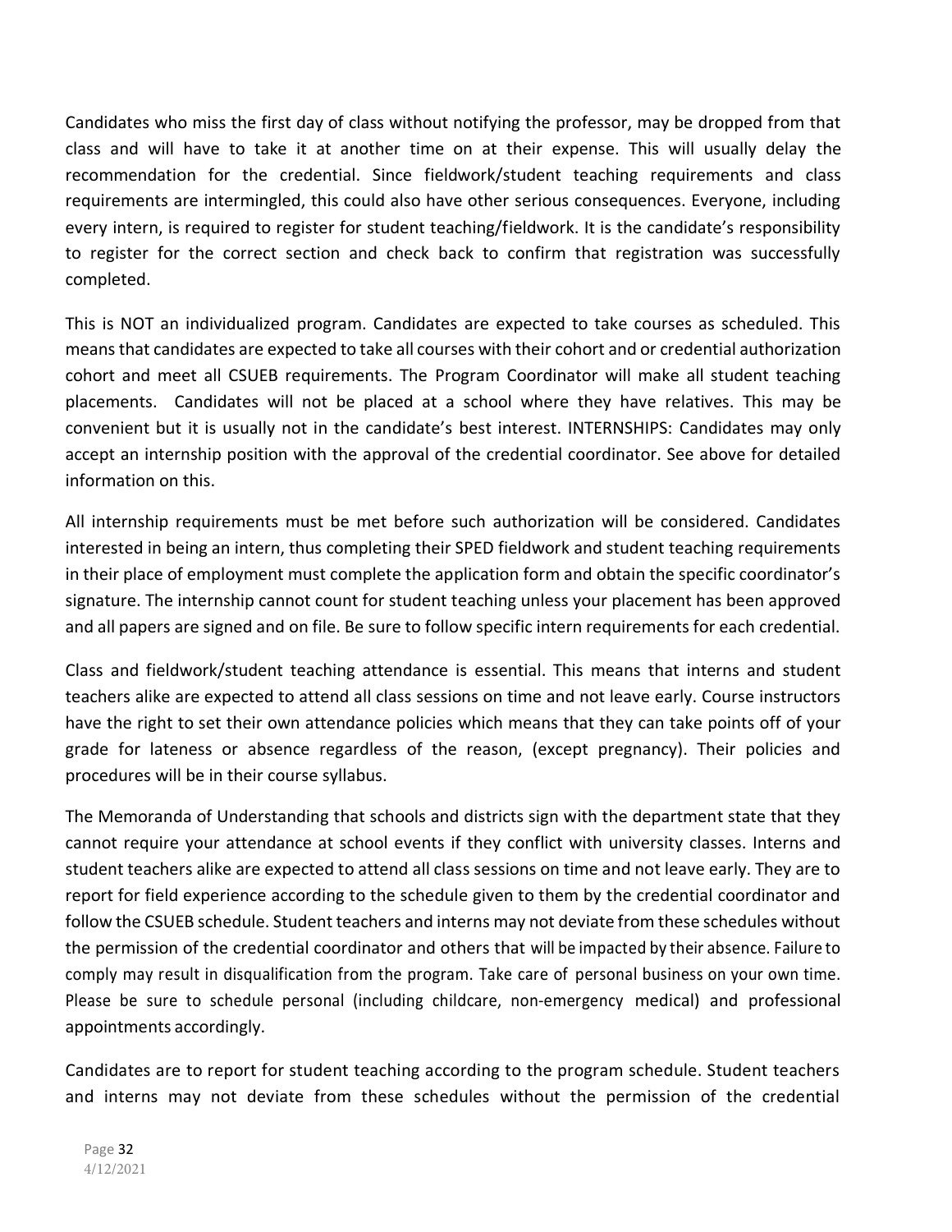Candidates who miss the first day of class without notifying the professor, may be dropped from that class and will have to take it at another time on at their expense. This will usually delay the recommendation for the credential. Since fieldwork/student teaching requirements and class requirements are intermingled, this could also have other serious consequences. Everyone, including every intern, is required to register for student teaching/fieldwork. It is the candidate's responsibility to register for the correct section and check back to confirm that registration was successfully completed.

This is NOT an individualized program. Candidates are expected to take courses as scheduled. This means that candidates are expected to take all courses with their cohort and or credential authorization cohort and meet all CSUEB requirements. The Program Coordinator will make all student teaching placements. Candidates will not be placed at a school where they have relatives. This may be convenient but it is usually not in the candidate's best interest. INTERNSHIPS: Candidates may only accept an internship position with the approval of the credential coordinator. See above for detailed information on this.

All internship requirements must be met before such authorization will be considered. Candidates interested in being an intern, thus completing their SPED fieldwork and student teaching requirements in their place of employment must complete the application form and obtain the specific coordinator's signature. The internship cannot count for student teaching unless your placement has been approved and all papers are signed and on file. Be sure to follow specific intern requirements for each credential.

Class and fieldwork/student teaching attendance is essential. This means that interns and student teachers alike are expected to attend all class sessions on time and not leave early. Course instructors have the right to set their own attendance policies which means that they can take points off of your grade for lateness or absence regardless of the reason, (except pregnancy). Their policies and procedures will be in their course syllabus.

The Memoranda of Understanding that schools and districts sign with the department state that they cannot require your attendance at school events if they conflict with university classes. Interns and student teachers alike are expected to attend all class sessions on time and not leave early. They are to report for field experience according to the schedule given to them by the credential coordinator and follow the CSUEB schedule. Student teachers and interns may not deviate from these schedules without the permission of the credential coordinator and others that will be impacted by their absence. Failure to comply may result in disqualification from the program. Take care of personal business on your own time. Please be sure to schedule personal (including childcare, non-emergency medical) and professional appointments accordingly.

Candidates are to report for student teaching according to the program schedule. Student teachers and interns may not deviate from these schedules without the permission of the credential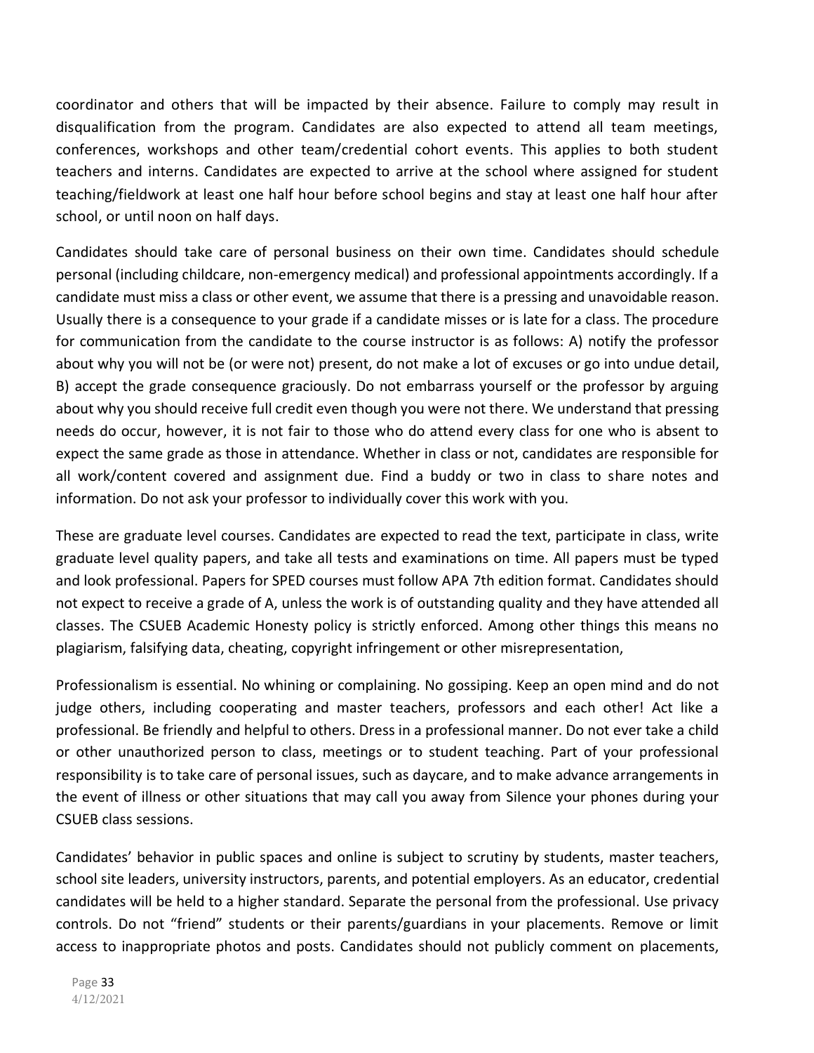coordinator and others that will be impacted by their absence. Failure to comply may result in disqualification from the program. Candidates are also expected to attend all team meetings, conferences, workshops and other team/credential cohort events. This applies to both student teachers and interns. Candidates are expected to arrive at the school where assigned for student teaching/fieldwork at least one half hour before school begins and stay at least one half hour after school, or until noon on half days.

Candidates should take care of personal business on their own time. Candidates should schedule personal (including childcare, non-emergency medical) and professional appointments accordingly. If a candidate must miss a class or other event, we assume that there is a pressing and unavoidable reason. Usually there is a consequence to your grade if a candidate misses or is late for a class. The procedure for communication from the candidate to the course instructor is as follows: A) notify the professor about why you will not be (or were not) present, do not make a lot of excuses or go into undue detail, B) accept the grade consequence graciously. Do not embarrass yourself or the professor by arguing about why you should receive full credit even though you were not there. We understand that pressing needs do occur, however, it is not fair to those who do attend every class for one who is absent to expect the same grade as those in attendance. Whether in class or not, candidates are responsible for all work/content covered and assignment due. Find a buddy or two in class to share notes and information. Do not ask your professor to individually cover this work with you.

These are graduate level courses. Candidates are expected to read the text, participate in class, write graduate level quality papers, and take all tests and examinations on time. All papers must be typed and look professional. Papers for SPED courses must follow APA 7th edition format. Candidates should not expect to receive a grade of A, unless the work is of outstanding quality and they have attended all classes. The CSUEB Academic Honesty policy is strictly enforced. Among other things this means no plagiarism, falsifying data, cheating, copyright infringement or other misrepresentation,

Professionalism is essential. No whining or complaining. No gossiping. Keep an open mind and do not judge others, including cooperating and master teachers, professors and each other! Act like a professional. Be friendly and helpful to others. Dress in a professional manner. Do not ever take a child or other unauthorized person to class, meetings or to student teaching. Part of your professional responsibility is to take care of personal issues, such as daycare, and to make advance arrangements in the event of illness or other situations that may call you away from Silence your phones during your CSUEB class sessions.

Candidates' behavior in public spaces and online is subject to scrutiny by students, master teachers, school site leaders, university instructors, parents, and potential employers. As an educator, credential candidates will be held to a higher standard. Separate the personal from the professional. Use privacy controls. Do not "friend" students or their parents/guardians in your placements. Remove or limit access to inappropriate photos and posts. Candidates should not publicly comment on placements,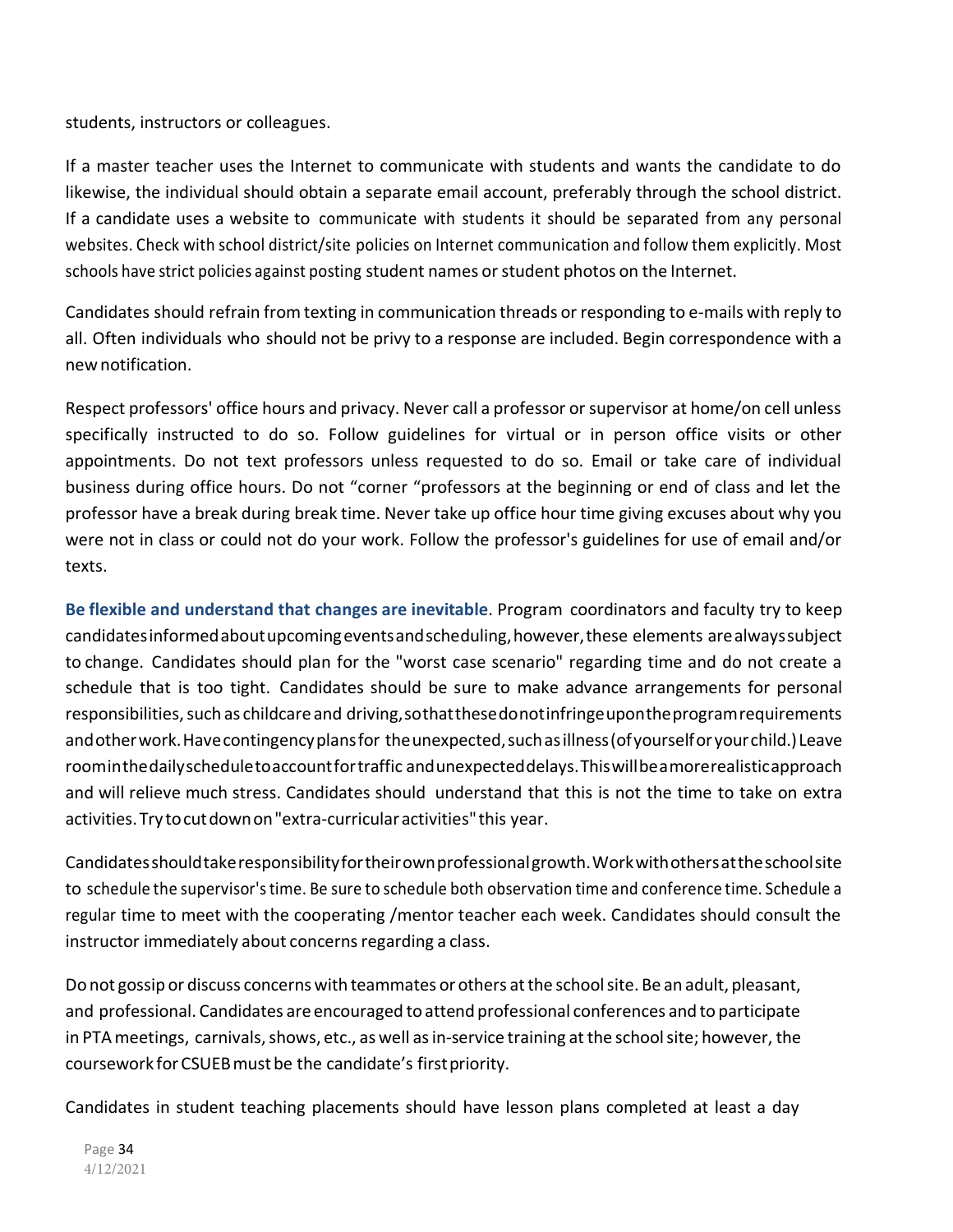students, instructors or colleagues.

If a master teacher uses the Internet to communicate with students and wants the candidate to do likewise, the individual should obtain a separate email account, preferably through the school district. If a candidate uses a website to communicate with students it should be separated from any personal websites. Check with school district/site policies on Internet communication and follow them explicitly. Most schools have strict policies against posting student names or student photos on the Internet.

Candidates should refrain from texting in communication threads or responding to e-mails with reply to all. Often individuals who should not be privy to a response are included. Begin correspondence with a new notification.

Respect professors' office hours and privacy. Never call a professor or supervisor at home/on cell unless specifically instructed to do so. Follow guidelines for virtual or in person office visits or other appointments. Do not text professors unless requested to do so. Email or take care of individual business during office hours. Do not "corner "professors at the beginning or end of class and let the professor have a break during break time. Never take up office hour time giving excuses about why you were not in class or could not do your work. Follow the professor's guidelines for use of email and/or texts.

**Be flexible and understand that changes are inevitable**. Program coordinators and faculty try to keep candidates informed about upcoming events and scheduling, however, these elements are always subject to change. Candidates should plan for the "worst case scenario" regarding time and do not create a schedule that is too tight. Candidates should be sure to make advance arrangements for personal responsibilities, such as childcare and driving, so that these do not infringe upon the program requirements and other work. Have contingency plans for the unexpected, such as illness (of yourself or your child.) Leave room in the daily schedule to account for traffic and unexpected delays. This will be a more realistic approach and will relieve much stress. Candidates should understand that this is not the time to take on extra activities. Try to cut down on "extra-curricular activities" this year.

Candidates should take responsibility for their own professional growth. Work with others at the school site to schedule the supervisor's time. Be sure to schedule both observation time and conference time. Schedule a regular time to meet with the cooperating /mentor teacher each week. Candidates should consult the instructor immediately about concerns regarding a class.

Do not gossip or discuss concerns with teammates or others at the school site. Be an adult, pleasant, and professional. Candidates are encouraged to attend professional conferences and to participate in PTA meetings, carnivals, shows, etc., as well as in-service training at the school site; however, the coursework for CSUEB must be the candidate's first priority.

Candidates in student teaching placements should have lesson plans completed at least a day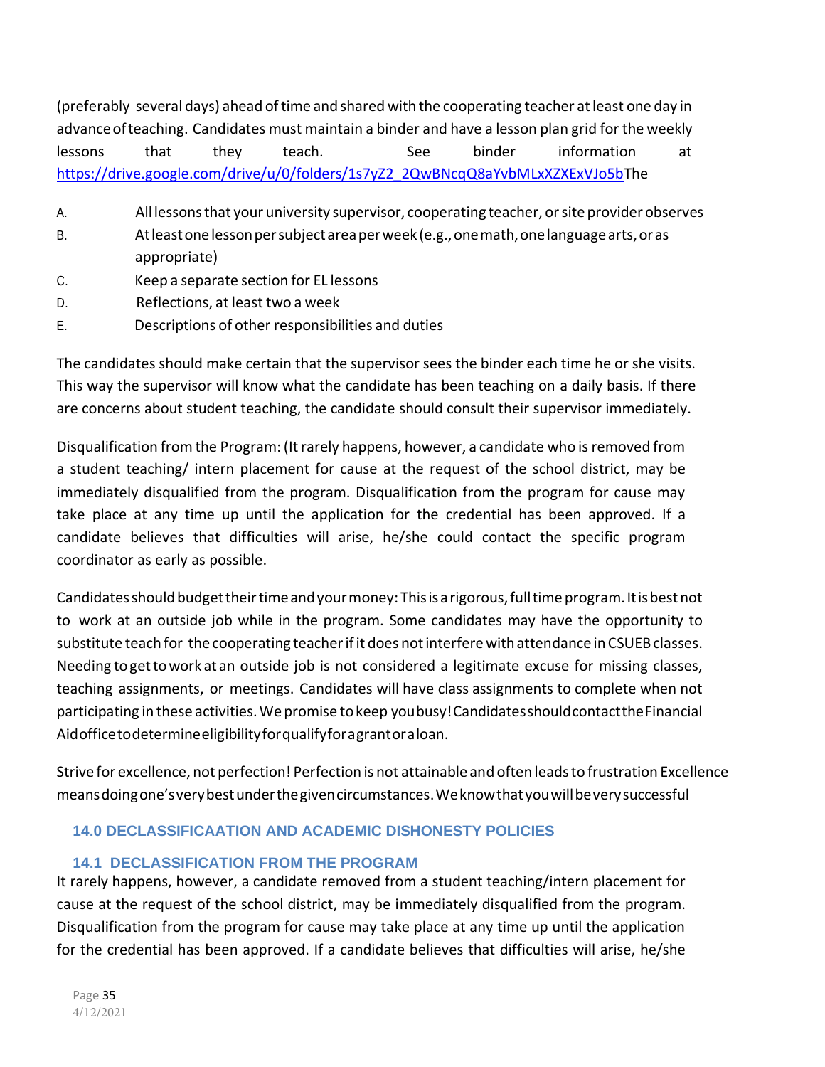(preferably several days) ahead of time and shared with the cooperating teacher at least one day in advance of teaching. Candidates must maintain a binder and have a lesson plan grid for the weekly lessons that they teach. See binder information at https://drive.google.com/drive/u/0/folders/1s7yZ2_2QwBNcqQ8aYvbMLxXZXExVJo5bThe

A. All lessons that your university supervisor, cooperating teacher, or site provider observes
B. At least one lesson per subject area per week (e.g., one math, one language arts, or as appropriate)
C. Keep a separate section for EL lessons
D. Reflections, at least two a week
E. Descriptions of other responsibilities and duties

The candidates should make certain that the supervisor sees the binder each time he or she visits. This way the supervisor will know what the candidate has been teaching on a daily basis. If there are concerns about student teaching, the candidate should consult their supervisor immediately.

Disqualification from the Program: (It rarely happens, however, a candidate who is removed from a student teaching/ intern placement for cause at the request of the school district, may be immediately disqualified from the program. Disqualification from the program for cause may take place at any time up until the application for the credential has been approved. If a candidate believes that difficulties will arise, he/she could contact the specific program coordinator as early as possible.

Candidates should budget their time and your money: This is a rigorous, full time program. It is best not to work at an outside job while in the program. Some candidates may have the opportunity to substitute teach for the cooperating teacher if it does not interfere with attendance in CSUEB classes. Needing to get to work at an outside job is not considered a legitimate excuse for missing classes, teaching assignments, or meetings. Candidates will have class assignments to complete when not participating in these activities. We promise to keep you busy! Candidates should contact the Financial Aid office to determine eligibility for qualify for a grant or a loan.

Strive for excellence, not perfection! Perfection is not attainable and often leads to frustration Excellence means doing one's very best under the given circumstances. We know that you will be very successful

## 14.0 DECLASSIFICAATION AND ACADEMIC DISHONESTY POLICIES

### 14.1 DECLASSIFICATION FROM THE PROGRAM

It rarely happens, however, a candidate removed from a student teaching/intern placement for cause at the request of the school district, may be immediately disqualified from the program. Disqualification from the program for cause may take place at any time up until the application for the credential has been approved. If a candidate believes that difficulties will arise, he/she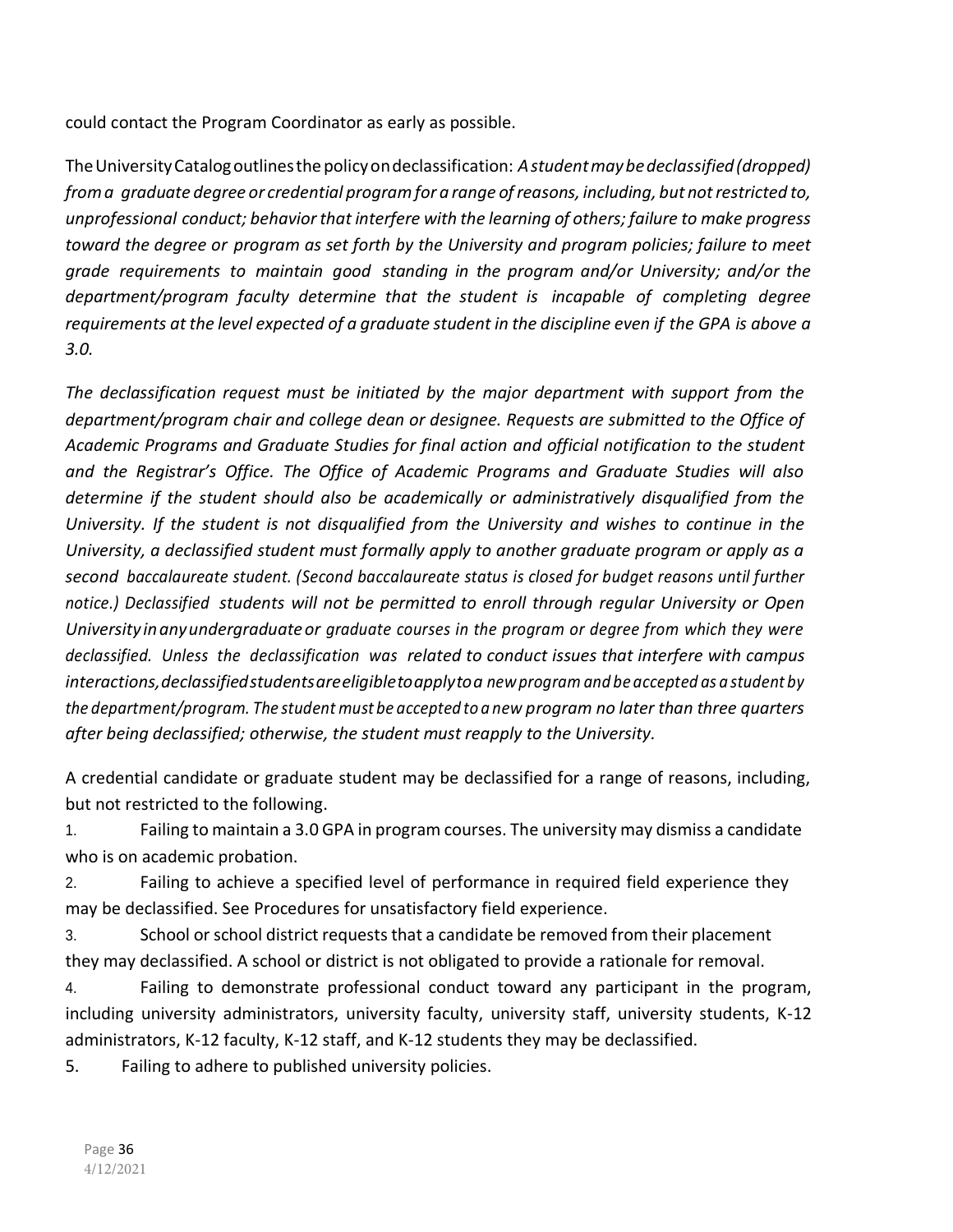could contact the Program Coordinator as early as possible.

The University Catalog outlines the policy on declassification: *A student may be declassified (dropped) from a graduate degree or credential program for a range of reasons, including, but not restricted to, unprofessional conduct; behavior that interfere with the learning of others; failure to make progress toward the degree or program as set forth by the University and program policies; failure to meet grade requirements to maintain good standing in the program and/or University; and/or the department/program faculty determine that the student is incapable of completing degree requirements at the level expected of a graduate student in the discipline even if the GPA is above a 3.0.*

*The declassification request must be initiated by the major department with support from the department/program chair and college dean or designee. Requests are submitted to the Office of Academic Programs and Graduate Studies for final action and official notification to the student and the Registrar's Office. The Office of Academic Programs and Graduate Studies will also determine if the student should also be academically or administratively disqualified from the University. If the student is not disqualified from the University and wishes to continue in the University, a declassified student must formally apply to another graduate program or apply as a second baccalaureate student. (Second baccalaureate status is closed for budget reasons until further notice.) Declassified students will not be permitted to enroll through regular University or Open University in any undergraduate or graduate courses in the program or degree from which they were declassified. Unless the declassification was related to conduct issues that interfere with campus interactions, declassified students are eligible to apply to a new program and be accepted as a student by the department/program. The student must be accepted to a new program no later than three quarters after being declassified; otherwise, the student must reapply to the University.*

A credential candidate or graduate student may be declassified for a range of reasons, including, but not restricted to the following.

1. Failing to maintain a 3.0 GPA in program courses. The university may dismiss a candidate who is on academic probation.
2. Failing to achieve a specified level of performance in required field experience they may be declassified. See Procedures for unsatisfactory field experience.
3. School or school district requests that a candidate be removed from their placement they may declassified. A school or district is not obligated to provide a rationale for removal.
4. Failing to demonstrate professional conduct toward any participant in the program, including university administrators, university faculty, university staff, university students, K-12 administrators, K-12 faculty, K-12 staff, and K-12 students they may be declassified.
5. Failing to adhere to published university policies.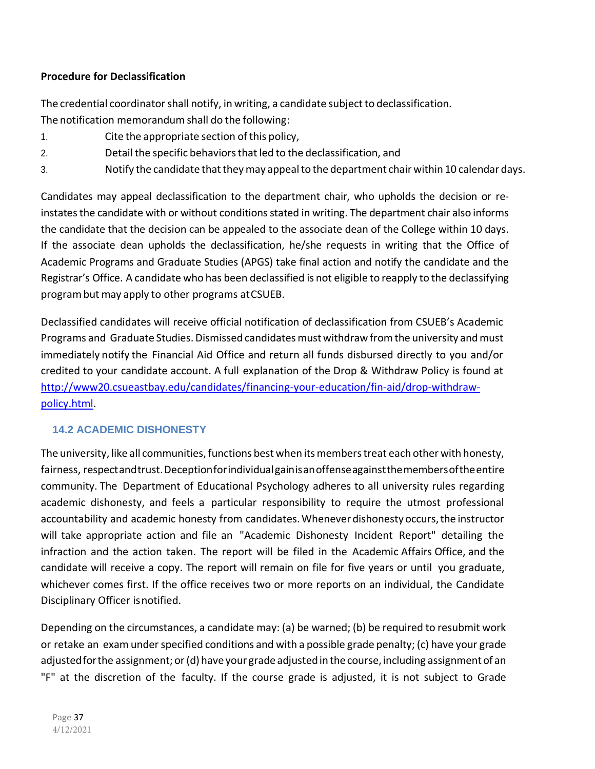**Procedure for Declassification**

The credential coordinator shall notify, in writing, a candidate subject to declassification. The notification memorandum shall do the following:

1. Cite the appropriate section of this policy,
2. Detail the specific behaviors that led to the declassification, and
3. Notify the candidate that they may appeal to the department chair within 10 calendar days.

Candidates may appeal declassification to the department chair, who upholds the decision or re-instates the candidate with or without conditions stated in writing. The department chair also informs the candidate that the decision can be appealed to the associate dean of the College within 10 days. If the associate dean upholds the declassification, he/she requests in writing that the Office of Academic Programs and Graduate Studies (APGS) take final action and notify the candidate and the Registrar's Office. A candidate who has been declassified is not eligible to reapply to the declassifying program but may apply to other programs at CSUEB.

Declassified candidates will receive official notification of declassification from CSUEB's Academic Programs and Graduate Studies. Dismissed candidates must withdraw from the university and must immediately notify the Financial Aid Office and return all funds disbursed directly to you and/or credited to your candidate account. A full explanation of the Drop & Withdraw Policy is found at [http://www20.csueastbay.edu/candidates/financing-your-education/fin-aid/drop-withdraw-policy.html](http://www20.csueastbay.edu/candidates/financing-your-education/fin-aid/drop-withdraw-policy.html).

## 14.2 ACADEMIC DISHONESTY

The university, like all communities, functions best when its members treat each other with honesty, fairness, respect and trust. Deception for individual gain is an offense against the members of the entire community. The Department of Educational Psychology adheres to all university rules regarding academic dishonesty, and feels a particular responsibility to require the utmost professional accountability and academic honesty from candidates. Whenever dishonesty occurs, the instructor will take appropriate action and file an "Academic Dishonesty Incident Report" detailing the infraction and the action taken. The report will be filed in the Academic Affairs Office, and the candidate will receive a copy. The report will remain on file for five years or until you graduate, whichever comes first. If the office receives two or more reports on an individual, the Candidate Disciplinary Officer is notified.

Depending on the circumstances, a candidate may: (a) be warned; (b) be required to resubmit work or retake an exam under specified conditions and with a possible grade penalty; (c) have your grade adjusted for the assignment; or (d) have your grade adjusted in the course, including assignment of an "F" at the discretion of the faculty. If the course grade is adjusted, it is not subject to Grade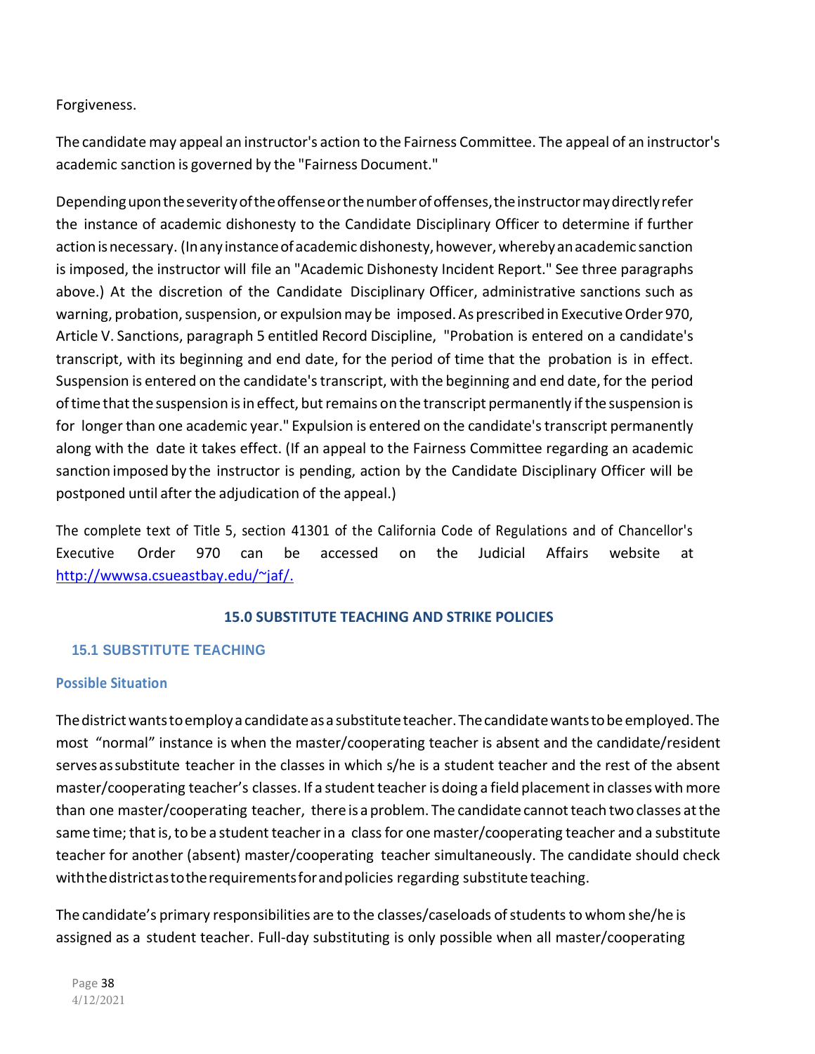Forgiveness.

The candidate may appeal an instructor's action to the Fairness Committee. The appeal of an instructor's academic sanction is governed by the "Fairness Document."

Depending upon the severity of the offense or the number of offenses, the instructor may directly refer the instance of academic dishonesty to the Candidate Disciplinary Officer to determine if further action is necessary. (In any instance of academic dishonesty, however, whereby an academic sanction is imposed, the instructor will file an "Academic Dishonesty Incident Report." See three paragraphs above.) At the discretion of the Candidate Disciplinary Officer, administrative sanctions such as warning, probation, suspension, or expulsion may be imposed. As prescribed in Executive Order 970, Article V. Sanctions, paragraph 5 entitled Record Discipline, "Probation is entered on a candidate's transcript, with its beginning and end date, for the period of time that the probation is in effect. Suspension is entered on the candidate's transcript, with the beginning and end date, for the period of time that the suspension is in effect, but remains on the transcript permanently if the suspension is for longer than one academic year." Expulsion is entered on the candidate's transcript permanently along with the date it takes effect. (If an appeal to the Fairness Committee regarding an academic sanction imposed by the instructor is pending, action by the Candidate Disciplinary Officer will be postponed until after the adjudication of the appeal.)

The complete text of Title 5, section 41301 of the California Code of Regulations and of Chancellor's Executive Order 970 can be accessed on the Judicial Affairs website at http://wwwsa.csueastbay.edu/~jaf/.

## 15.0 SUBSTITUTE TEACHING AND STRIKE POLICIES

### 15.1 SUBSTITUTE TEACHING

#### Possible Situation

The district wants to employ a candidate as a substitute teacher. The candidate wants to be employed. The most "normal" instance is when the master/cooperating teacher is absent and the candidate/resident serves as substitute teacher in the classes in which s/he is a student teacher and the rest of the absent master/cooperating teacher's classes. If a student teacher is doing a field placement in classes with more than one master/cooperating teacher, there is a problem. The candidate cannot teach two classes at the same time; that is, to be a student teacher in a class for one master/cooperating teacher and a substitute teacher for another (absent) master/cooperating teacher simultaneously. The candidate should check with the district as to the requirements for and policies regarding substitute teaching.

The candidate's primary responsibilities are to the classes/caseloads of students to whom she/he is assigned as a student teacher. Full-day substituting is only possible when all master/cooperating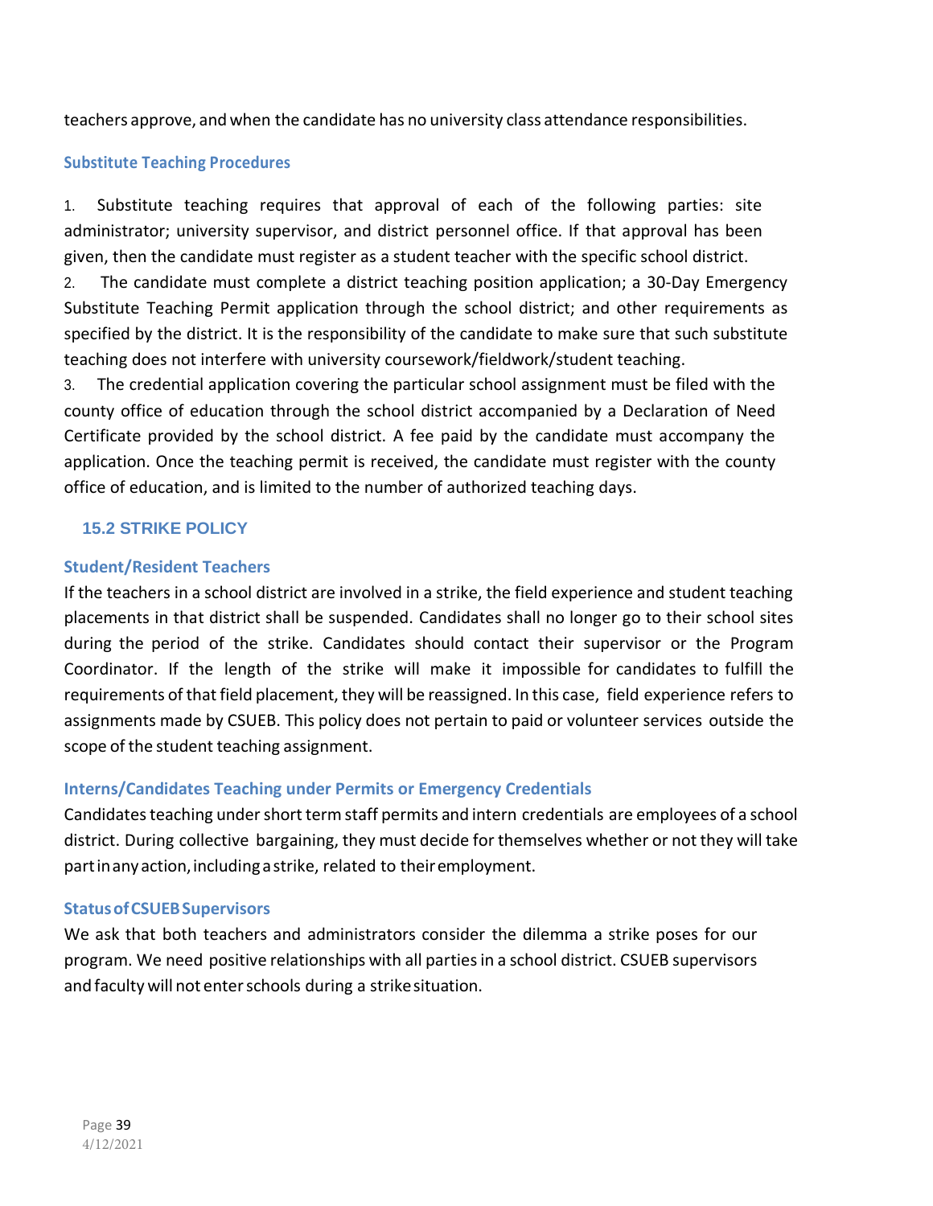teachers approve, and when the candidate has no university class attendance responsibilities.

### Substitute Teaching Procedures

1. Substitute teaching requires that approval of each of the following parties: site administrator; university supervisor, and district personnel office. If that approval has been given, then the candidate must register as a student teacher with the specific school district.
2. The candidate must complete a district teaching position application; a 30-Day Emergency Substitute Teaching Permit application through the school district; and other requirements as specified by the district. It is the responsibility of the candidate to make sure that such substitute teaching does not interfere with university coursework/fieldwork/student teaching.
3. The credential application covering the particular school assignment must be filed with the county office of education through the school district accompanied by a Declaration of Need Certificate provided by the school district. A fee paid by the candidate must accompany the application. Once the teaching permit is received, the candidate must register with the county office of education, and is limited to the number of authorized teaching days.

## 15.2 STRIKE POLICY

### Student/Resident Teachers

If the teachers in a school district are involved in a strike, the field experience and student teaching placements in that district shall be suspended. Candidates shall no longer go to their school sites during the period of the strike. Candidates should contact their supervisor or the Program Coordinator. If the length of the strike will make it impossible for candidates to fulfill the requirements of that field placement, they will be reassigned. In this case, field experience refers to assignments made by CSUEB. This policy does not pertain to paid or volunteer services outside the scope of the student teaching assignment.

### Interns/Candidates Teaching under Permits or Emergency Credentials

Candidates teaching under short term staff permits and intern credentials are employees of a school district. During collective bargaining, they must decide for themselves whether or not they will take part in any action, including a strike, related to their employment.

### Status of CSUEB Supervisors

We ask that both teachers and administrators consider the dilemma a strike poses for our program. We need positive relationships with all parties in a school district. CSUEB supervisors and faculty will not enter schools during a strike situation.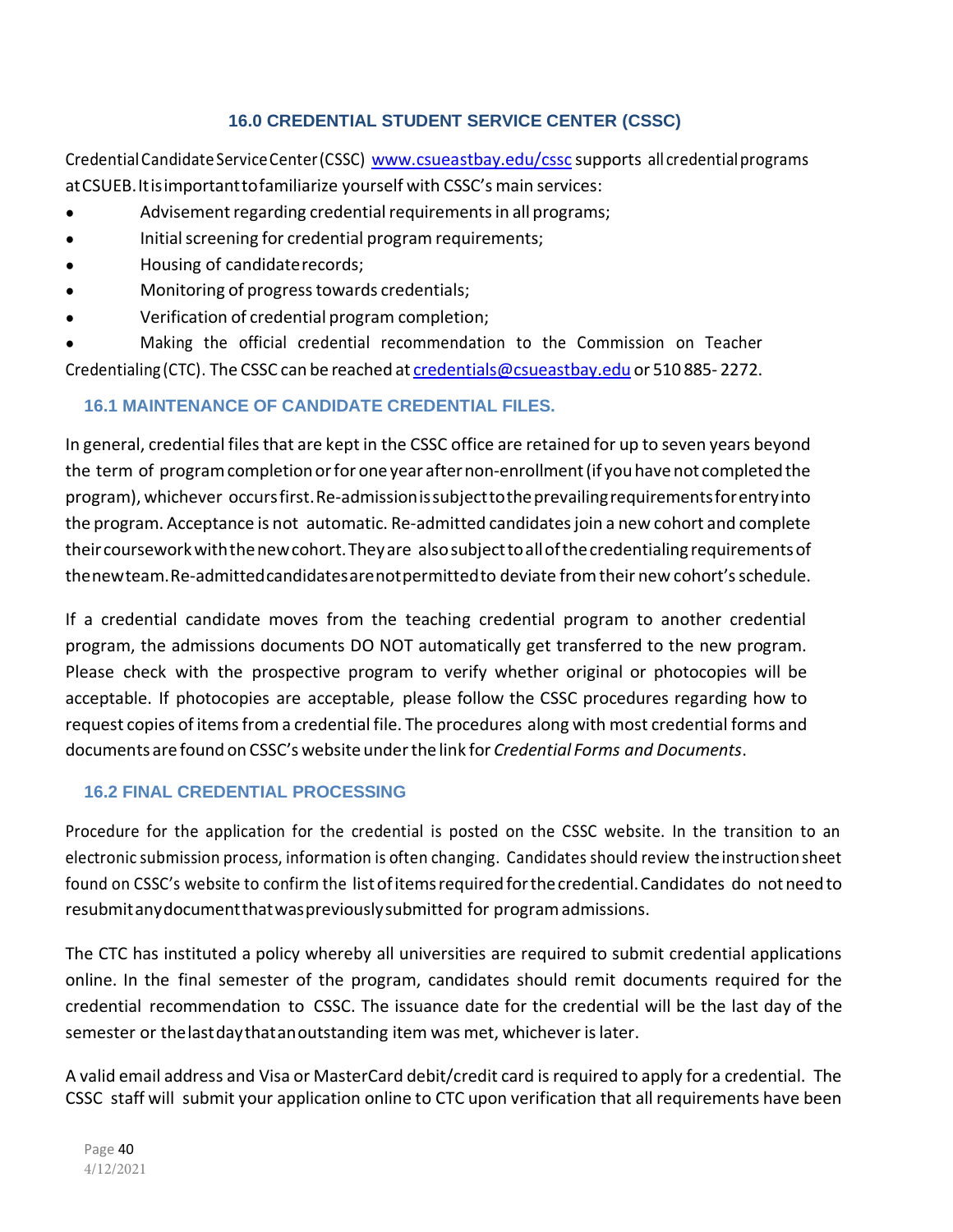## 16.0 CREDENTIAL STUDENT SERVICE CENTER (CSSC)

Credential Candidate Service Center (CSSC) www.csueastbay.edu/cssc supports all credential programs at CSUEB. It is important to familiarize yourself with CSSC's main services:

- Advisement regarding credential requirements in all programs;
- Initial screening for credential program requirements;
- Housing of candidate records;
- Monitoring of progress towards credentials;
- Verification of credential program completion;
- Making the official credential recommendation to the Commission on Teacher Credentialing (CTC). The CSSC can be reached at credentials@csueastbay.edu or 510 885- 2272.

### 16.1 MAINTENANCE OF CANDIDATE CREDENTIAL FILES.

In general, credential files that are kept in the CSSC office are retained for up to seven years beyond the term of program completion or for one year after non-enrollment (if you have not completed the program), whichever occurs first. Re-admission is subject to the prevailing requirements for entry into the program. Acceptance is not automatic. Re-admitted candidates join a new cohort and complete their coursework with the new cohort. They are also subject to all of the credentialing requirements of the new team. Re-admitted candidates are not permitted to deviate from their new cohort's schedule.

If a credential candidate moves from the teaching credential program to another credential program, the admissions documents DO NOT automatically get transferred to the new program. Please check with the prospective program to verify whether original or photocopies will be acceptable. If photocopies are acceptable, please follow the CSSC procedures regarding how to request copies of items from a credential file. The procedures along with most credential forms and documents are found on CSSC's website under the link for *Credential Forms and Documents*.

### 16.2 FINAL CREDENTIAL PROCESSING

Procedure for the application for the credential is posted on the CSSC website. In the transition to an electronic submission process, information is often changing. Candidates should review the instruction sheet found on CSSC's website to confirm the list of items required for the credential. Candidates do not need to resubmit any document that was previously submitted for program admissions.

The CTC has instituted a policy whereby all universities are required to submit credential applications online. In the final semester of the program, candidates should remit documents required for the credential recommendation to CSSC. The issuance date for the credential will be the last day of the semester or the last day that an outstanding item was met, whichever is later.

A valid email address and Visa or MasterCard debit/credit card is required to apply for a credential. The CSSC staff will submit your application online to CTC upon verification that all requirements have been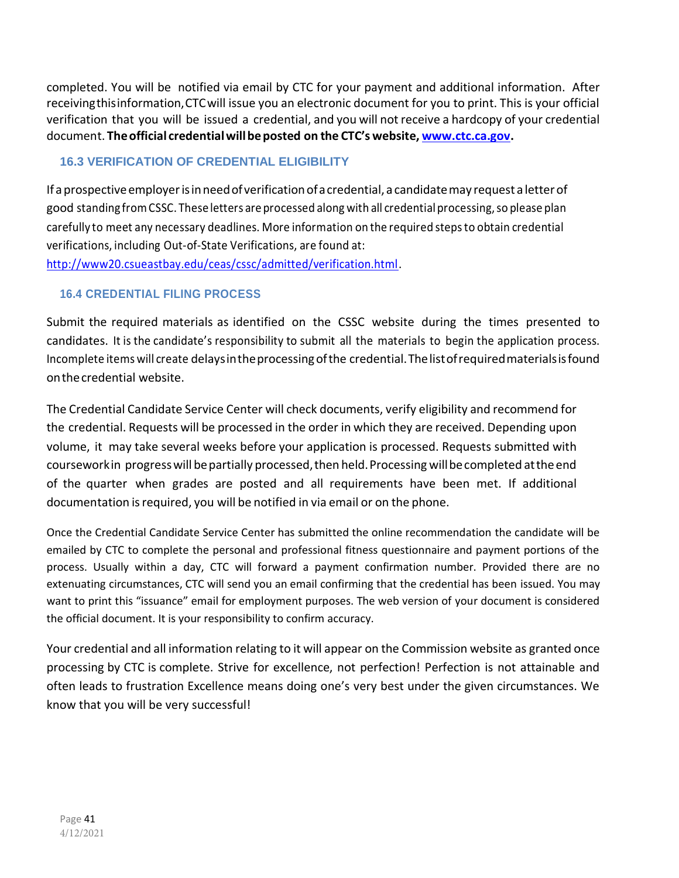completed. You will be notified via email by CTC for your payment and additional information. After receiving this information, CTC will issue you an electronic document for you to print. This is your official verification that you will be issued a credential, and you will not receive a hardcopy of your credential document. **The official credential will be posted on the CTC's website, [www.ctc.ca.gov](www.ctc.ca.gov).**

### 16.3 VERIFICATION OF CREDENTIAL ELIGIBILITY

If a prospective employer is in need of verification of a credential, a candidate may request a letter of good standing from CSSC. These letters are processed along with all credential processing, so please plan carefully to meet any necessary deadlines. More information on the required steps to obtain credential verifications, including Out-of-State Verifications, are found at: [http://www20.csueastbay.edu/ceas/cssc/admitted/verification.html](http://www20.csueastbay.edu/ceas/cssc/admitted/verification.html).

### 16.4 CREDENTIAL FILING PROCESS

Submit the required materials as identified on the CSSC website during the times presented to candidates. It is the candidate's responsibility to submit all the materials to begin the application process. Incomplete items will create delays in the processing of the credential. The list of required materials is found on the credential website.

The Credential Candidate Service Center will check documents, verify eligibility and recommend for the credential. Requests will be processed in the order in which they are received. Depending upon volume, it may take several weeks before your application is processed. Requests submitted with coursework in progress will be partially processed, then held. Processing will be completed at the end of the quarter when grades are posted and all requirements have been met. If additional documentation is required, you will be notified in via email or on the phone.

Once the Credential Candidate Service Center has submitted the online recommendation the candidate will be emailed by CTC to complete the personal and professional fitness questionnaire and payment portions of the process. Usually within a day, CTC will forward a payment confirmation number. Provided there are no extenuating circumstances, CTC will send you an email confirming that the credential has been issued. You may want to print this "issuance" email for employment purposes. The web version of your document is considered the official document. It is your responsibility to confirm accuracy.

Your credential and all information relating to it will appear on the Commission website as granted once processing by CTC is complete. Strive for excellence, not perfection! Perfection is not attainable and often leads to frustration Excellence means doing one's very best under the given circumstances. We know that you will be very successful!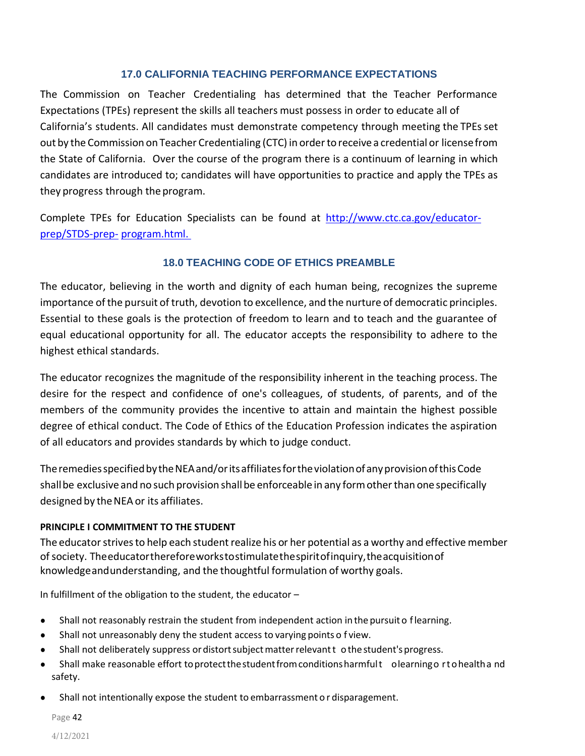## 17.0 CALIFORNIA TEACHING PERFORMANCE EXPECTATIONS

The Commission on Teacher Credentialing has determined that the Teacher Performance Expectations (TPEs) represent the skills all teachers must possess in order to educate all of California's students. All candidates must demonstrate competency through meeting the TPEs set out by the Commission on Teacher Credentialing (CTC) in order to receive a credential or license from the State of California. Over the course of the program there is a continuum of learning in which candidates are introduced to; candidates will have opportunities to practice and apply the TPEs as they progress through the program.

Complete TPEs for Education Specialists can be found at [http://www.ctc.ca.gov/educator-prep/STDS-prep- program.html.](http://www.ctc.ca.gov/educator-prep/STDS-prep-program.html)

## 18.0 TEACHING CODE OF ETHICS PREAMBLE

The educator, believing in the worth and dignity of each human being, recognizes the supreme importance of the pursuit of truth, devotion to excellence, and the nurture of democratic principles. Essential to these goals is the protection of freedom to learn and to teach and the guarantee of equal educational opportunity for all. The educator accepts the responsibility to adhere to the highest ethical standards.

The educator recognizes the magnitude of the responsibility inherent in the teaching process. The desire for the respect and confidence of one's colleagues, of students, of parents, and of the members of the community provides the incentive to attain and maintain the highest possible degree of ethical conduct. The Code of Ethics of the Education Profession indicates the aspiration of all educators and provides standards by which to judge conduct.

The remedies specified by the NEA and/or its affiliates for the violation of any provision of this Code shall be exclusive and no such provision shall be enforceable in any form other than one specifically designed by the NEA or its affiliates.

**PRINCIPLE I COMMITMENT TO THE STUDENT**

The educator strives to help each student realize his or her potential as a worthy and effective member of society. The educator therefore works to stimulate the spirit of inquiry, the acquisition of knowledge and understanding, and the thoughtful formulation of worthy goals.

In fulfillment of the obligation to the student, the educator –

- Shall not reasonably restrain the student from independent action in the pursuit of learning.
- Shall not unreasonably deny the student access to varying points of view.
- Shall not deliberately suppress or distort subject matter relevant to the student's progress.
- Shall make reasonable effort to protect the student from conditions harmful to learning or to health and safety.
- Shall not intentionally expose the student to embarrassment or disparagement.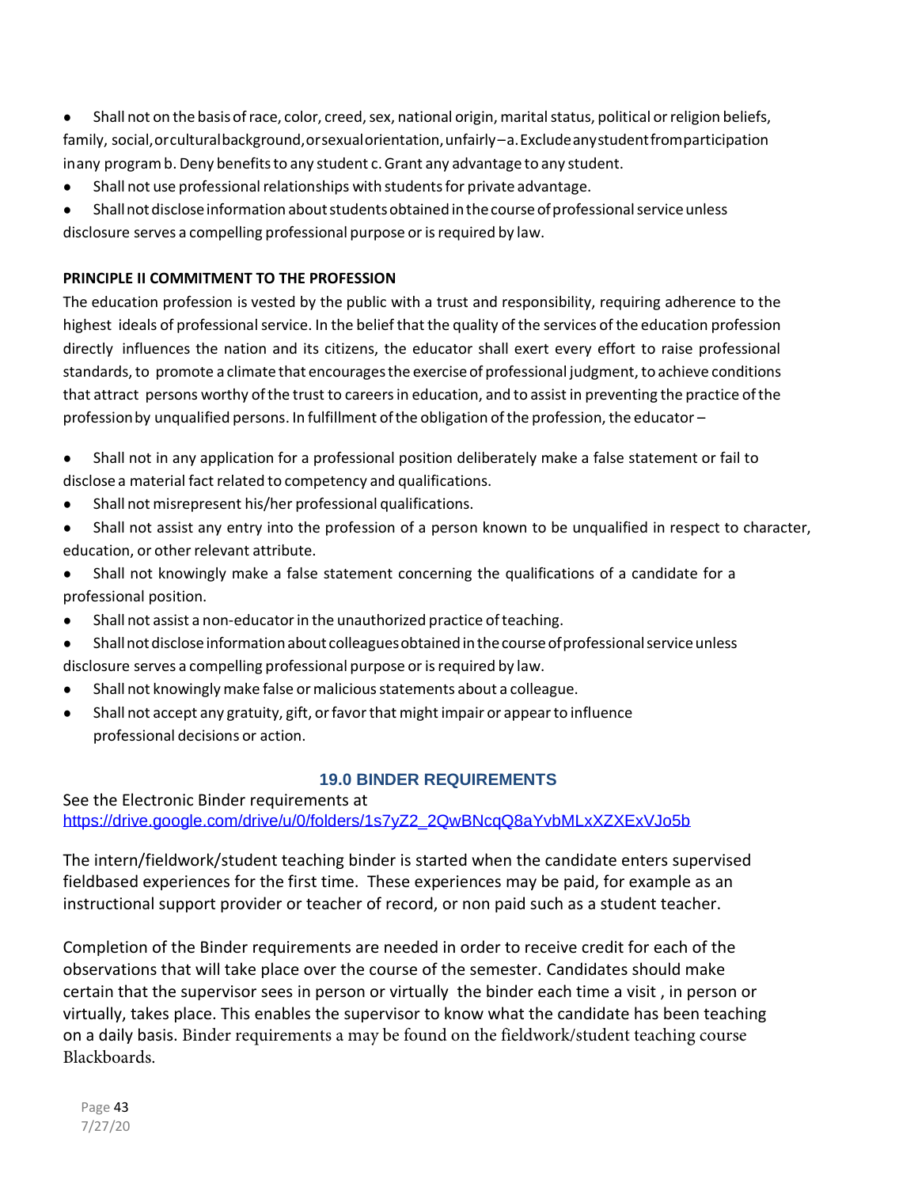- Shall not on the basis of race, color, creed, sex, national origin, marital status, political or religion beliefs, family, social, or cultural background, or sexual orientation, unfairly – a. Exclude any student from participation in any program b. Deny benefits to any student c. Grant any advantage to any student.
- Shall not use professional relationships with students for private advantage.
- Shall not disclose information about students obtained in the course of professional service unless disclosure serves a compelling professional purpose or is required by law.

**PRINCIPLE II COMMITMENT TO THE PROFESSION**

The education profession is vested by the public with a trust and responsibility, requiring adherence to the highest ideals of professional service. In the belief that the quality of the services of the education profession directly influences the nation and its citizens, the educator shall exert every effort to raise professional standards, to promote a climate that encourages the exercise of professional judgment, to achieve conditions that attract persons worthy of the trust to careers in education, and to assist in preventing the practice of the profession by unqualified persons. In fulfillment of the obligation of the profession, the educator –

- Shall not in any application for a professional position deliberately make a false statement or fail to disclose a material fact related to competency and qualifications.
- Shall not misrepresent his/her professional qualifications.
- Shall not assist any entry into the profession of a person known to be unqualified in respect to character, education, or other relevant attribute.
- Shall not knowingly make a false statement concerning the qualifications of a candidate for a professional position.
- Shall not assist a non-educator in the unauthorized practice of teaching.
- Shall not disclose information about colleagues obtained in the course of professional service unless disclosure serves a compelling professional purpose or is required by law.
- Shall not knowingly make false or malicious statements about a colleague.
- Shall not accept any gratuity, gift, or favor that might impair or appear to influence professional decisions or action.

## 19.0 BINDER REQUIREMENTS

See the Electronic Binder requirements at
https://drive.google.com/drive/u/0/folders/1s7yZ2_2QwBNcqQ8aYvbMLxXZXExVJo5b

The intern/fieldwork/student teaching binder is started when the candidate enters supervised fieldbased experiences for the first time. These experiences may be paid, for example as an instructional support provider or teacher of record, or non paid such as a student teacher.

Completion of the Binder requirements are needed in order to receive credit for each of the observations that will take place over the course of the semester. Candidates should make certain that the supervisor sees in person or virtually the binder each time a visit , in person or virtually, takes place. This enables the supervisor to know what the candidate has been teaching on a daily basis. Binder requirements a may be found on the fieldwork/student teaching course Blackboards.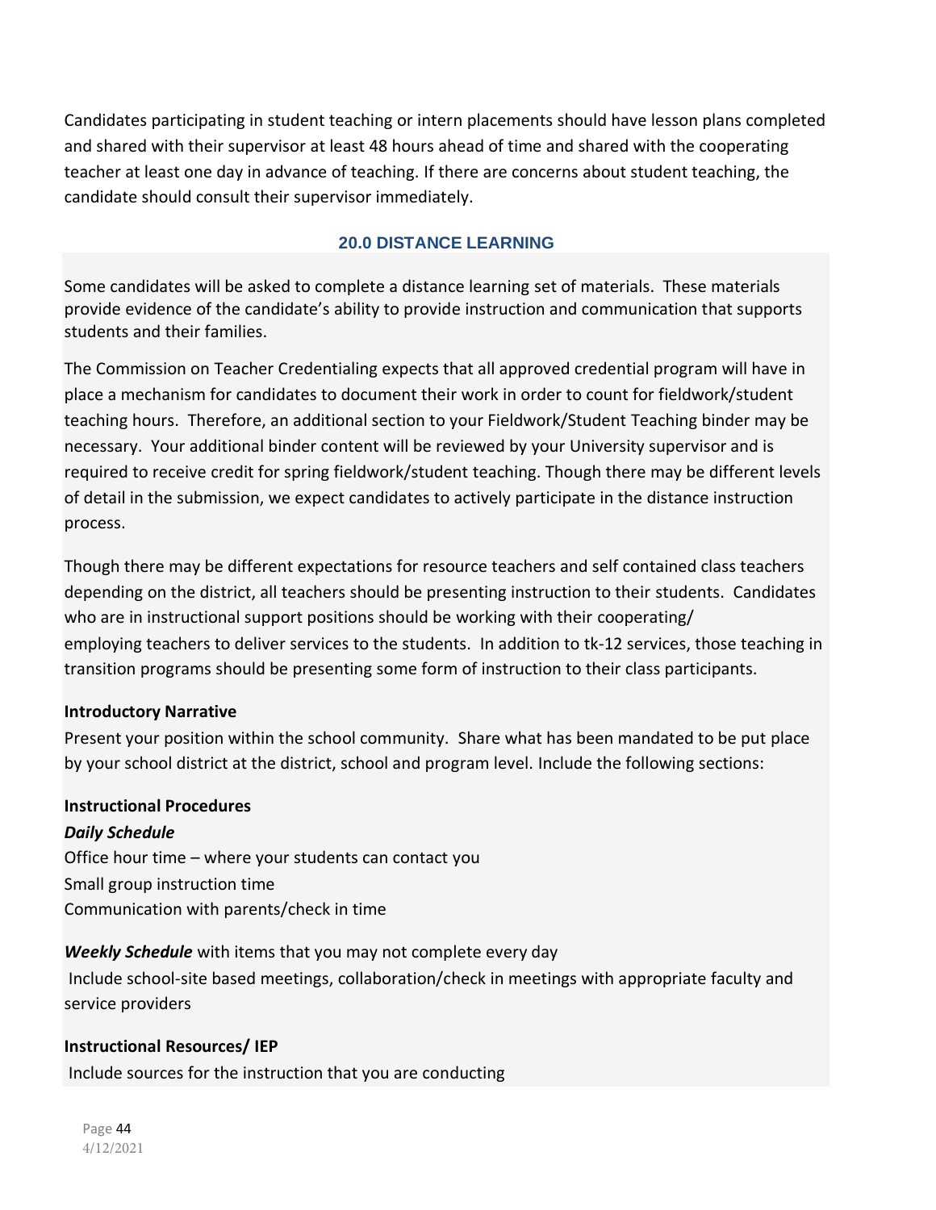Candidates participating in student teaching or intern placements should have lesson plans completed and shared with their supervisor at least 48 hours ahead of time and shared with the cooperating teacher at least one day in advance of teaching. If there are concerns about student teaching, the candidate should consult their supervisor immediately.

## 20.0 DISTANCE LEARNING

Some candidates will be asked to complete a distance learning set of materials. These materials provide evidence of the candidate's ability to provide instruction and communication that supports students and their families.

The Commission on Teacher Credentialing expects that all approved credential program will have in place a mechanism for candidates to document their work in order to count for fieldwork/student teaching hours. Therefore, an additional section to your Fieldwork/Student Teaching binder may be necessary. Your additional binder content will be reviewed by your University supervisor and is required to receive credit for spring fieldwork/student teaching. Though there may be different levels of detail in the submission, we expect candidates to actively participate in the distance instruction process.

Though there may be different expectations for resource teachers and self contained class teachers depending on the district, all teachers should be presenting instruction to their students. Candidates who are in instructional support positions should be working with their cooperating/ employing teachers to deliver services to the students. In addition to tk-12 services, those teaching in transition programs should be presenting some form of instruction to their class participants.

**Introductory Narrative**

Present your position within the school community. Share what has been mandated to be put place by your school district at the district, school and program level. Include the following sections:

**Instructional Procedures**

***Daily Schedule***

Office hour time – where your students can contact you
Small group instruction time
Communication with parents/check in time

***Weekly Schedule*** with items that you may not complete every day

Include school-site based meetings, collaboration/check in meetings with appropriate faculty and service providers

**Instructional Resources/ IEP**

Include sources for the instruction that you are conducting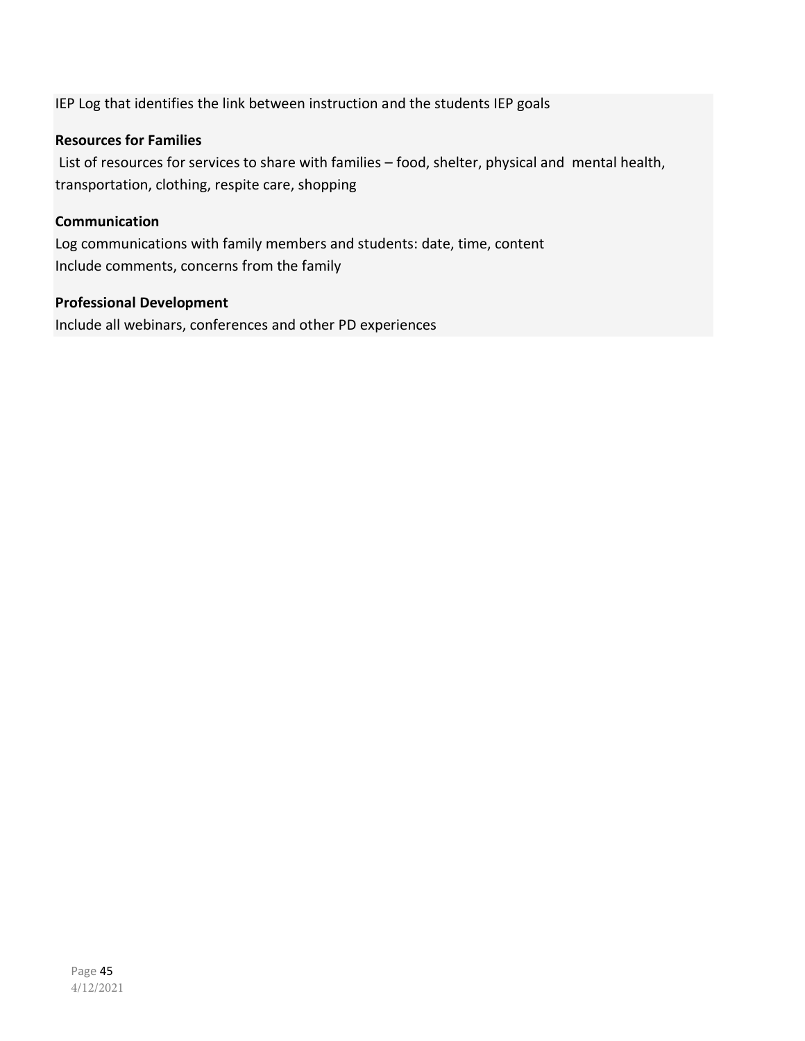IEP Log that identifies the link between instruction and the students IEP goals

**Resources for Families**

List of resources for services to share with families – food, shelter, physical and mental health, transportation, clothing, respite care, shopping

**Communication**

Log communications with family members and students: date, time, content
Include comments, concerns from the family

**Professional Development**

Include all webinars, conferences and other PD experiences